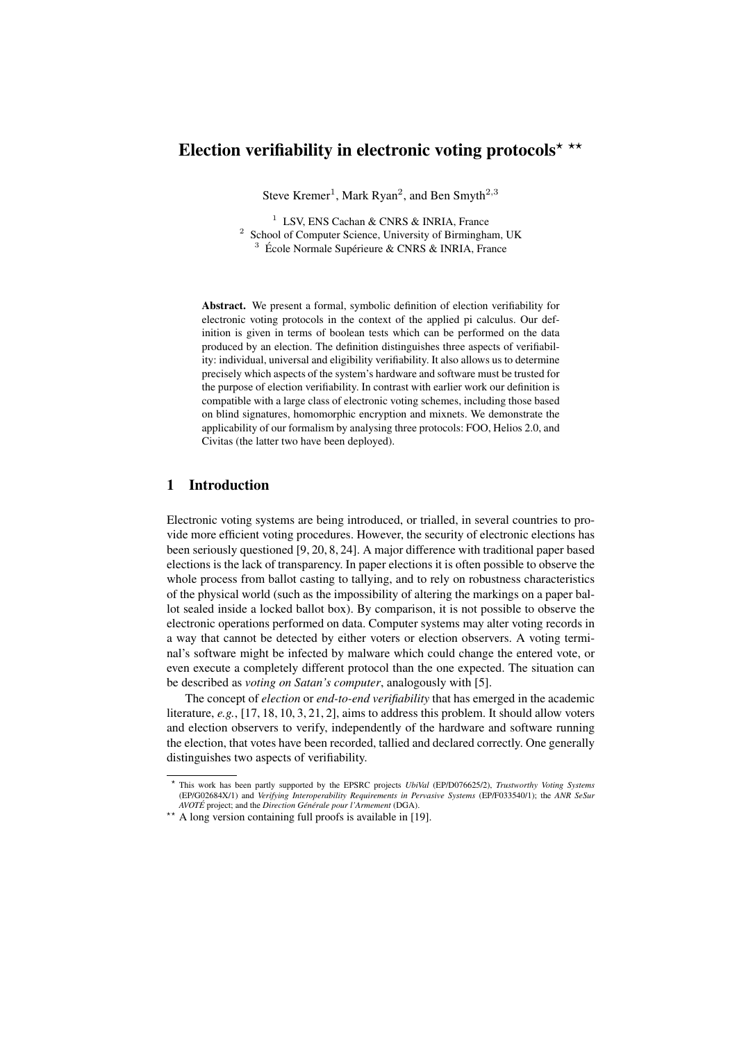# Election verifiability in electronic voting protocols[⋆] [⋆⋆]

Steve Kremer[1], Mark Ryan[2], and Ben Smyth[2,3]

[1] LSV, ENS Cachan & CNRS & INRIA, France
[2] School of Computer Science, University of Birmingham, UK
[3] École Normale Supérieure & CNRS & INRIA, France

**Abstract.** We present a formal, symbolic definition of election verifiability for electronic voting protocols in the context of the applied pi calculus. Our definition is given in terms of boolean tests which can be performed on the data produced by an election. The definition distinguishes three aspects of verifiability: individual, universal and eligibility verifiability. It also allows us to determine precisely which aspects of the system's hardware and software must be trusted for the purpose of election verifiability. In contrast with earlier work our definition is compatible with a large class of electronic voting schemes, including those based on blind signatures, homomorphic encryption and mixnets. We demonstrate the applicability of our formalism by analysing three protocols: FOO, Helios 2.0, and Civitas (the latter two have been deployed).

## 1 Introduction

Electronic voting systems are being introduced, or trialled, in several countries to provide more efficient voting procedures. However, the security of electronic elections has been seriously questioned [9, 20, 8, 24]. A major difference with traditional paper based elections is the lack of transparency. In paper elections it is often possible to observe the whole process from ballot casting to tallying, and to rely on robustness characteristics of the physical world (such as the impossibility of altering the markings on a paper ballot sealed inside a locked ballot box). By comparison, it is not possible to observe the electronic operations performed on data. Computer systems may alter voting records in a way that cannot be detected by either voters or election observers. A voting terminal's software might be infected by malware which could change the entered vote, or even execute a completely different protocol than the one expected. The situation can be described as *voting on Satan's computer*, analogously with [5].

The concept of *election* or *end-to-end verifiability* that has emerged in the academic literature, *e.g.*, [17, 18, 10, 3, 21, 2], aims to address this problem. It should allow voters and election observers to verify, independently of the hardware and software running the election, that votes have been recorded, tallied and declared correctly. One generally distinguishes two aspects of verifiability.

---

⋆ This work has been partly supported by the EPSRC projects *UbiVal* (EP/D076625/2), *Trustworthy Voting Systems* (EP/G02684X/1) and *Verifying Interoperability Requirements in Pervasive Systems* (EP/F033540/1); the *ANR SeSur AVOTÉ* project; and the *Direction Générale pour l'Armement* (DGA).

⋆⋆ A long version containing full proofs is available in [19].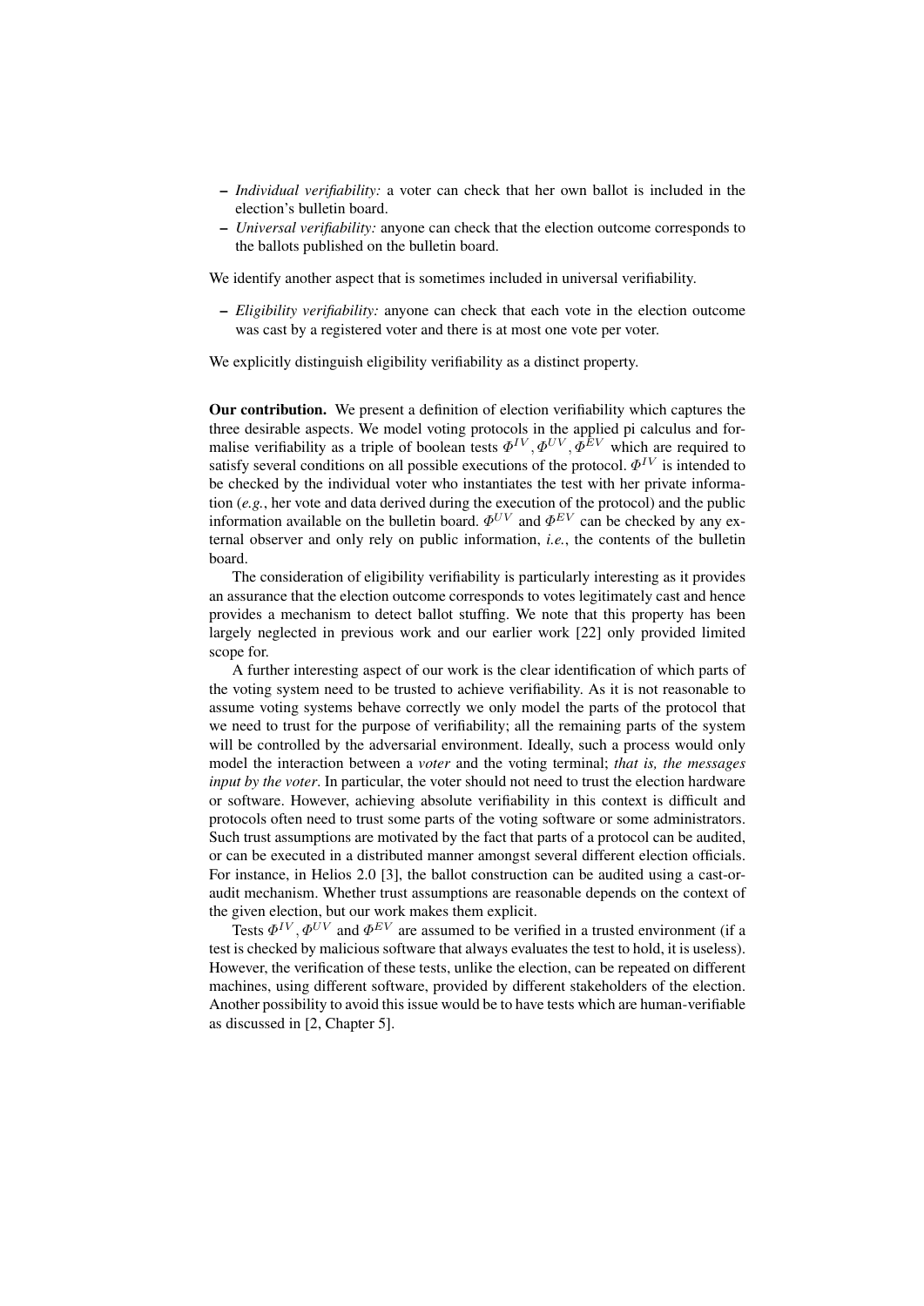- *Individual verifiability:* a voter can check that her own ballot is included in the election's bulletin board.
- *Universal verifiability:* anyone can check that the election outcome corresponds to the ballots published on the bulletin board.

We identify another aspect that is sometimes included in universal verifiability.

- *Eligibility verifiability:* anyone can check that each vote in the election outcome was cast by a registered voter and there is at most one vote per voter.

We explicitly distinguish eligibility verifiability as a distinct property.

**Our contribution.** We present a definition of election verifiability which captures the three desirable aspects. We model voting protocols in the applied pi calculus and formalise verifiability as a triple of boolean tests $\Phi^{IV}, \Phi^{UV}, \Phi^{EV}$ which are required to satisfy several conditions on all possible executions of the protocol. $\Phi^{IV}$ is intended to be checked by the individual voter who instantiates the test with her private information (*e.g.*, her vote and data derived during the execution of the protocol) and the public information available on the bulletin board. $\Phi^{UV}$ and $\Phi^{EV}$ can be checked by any external observer and only rely on public information, *i.e.*, the contents of the bulletin board.

The consideration of eligibility verifiability is particularly interesting as it provides an assurance that the election outcome corresponds to votes legitimately cast and hence provides a mechanism to detect ballot stuffing. We note that this property has been largely neglected in previous work and our earlier work [22] only provided limited scope for.

A further interesting aspect of our work is the clear identification of which parts of the voting system need to be trusted to achieve verifiability. As it is not reasonable to assume voting systems behave correctly we only model the parts of the protocol that we need to trust for the purpose of verifiability; all the remaining parts of the system will be controlled by the adversarial environment. Ideally, such a process would only model the interaction between a *voter* and the voting terminal; *that is, the messages input by the voter*. In particular, the voter should not need to trust the election hardware or software. However, achieving absolute verifiability in this context is difficult and protocols often need to trust some parts of the voting software or some administrators. Such trust assumptions are motivated by the fact that parts of a protocol can be audited, or can be executed in a distributed manner amongst several different election officials. For instance, in Helios 2.0 [3], the ballot construction can be audited using a cast-or-audit mechanism. Whether trust assumptions are reasonable depends on the context of the given election, but our work makes them explicit.

Tests $\Phi^{IV}, \Phi^{UV}$ and $\Phi^{EV}$ are assumed to be verified in a trusted environment (if a test is checked by malicious software that always evaluates the test to hold, it is useless). However, the verification of these tests, unlike the election, can be repeated on different machines, using different software, provided by different stakeholders of the election. Another possibility to avoid this issue would be to have tests which are human-verifiable as discussed in [2, Chapter 5].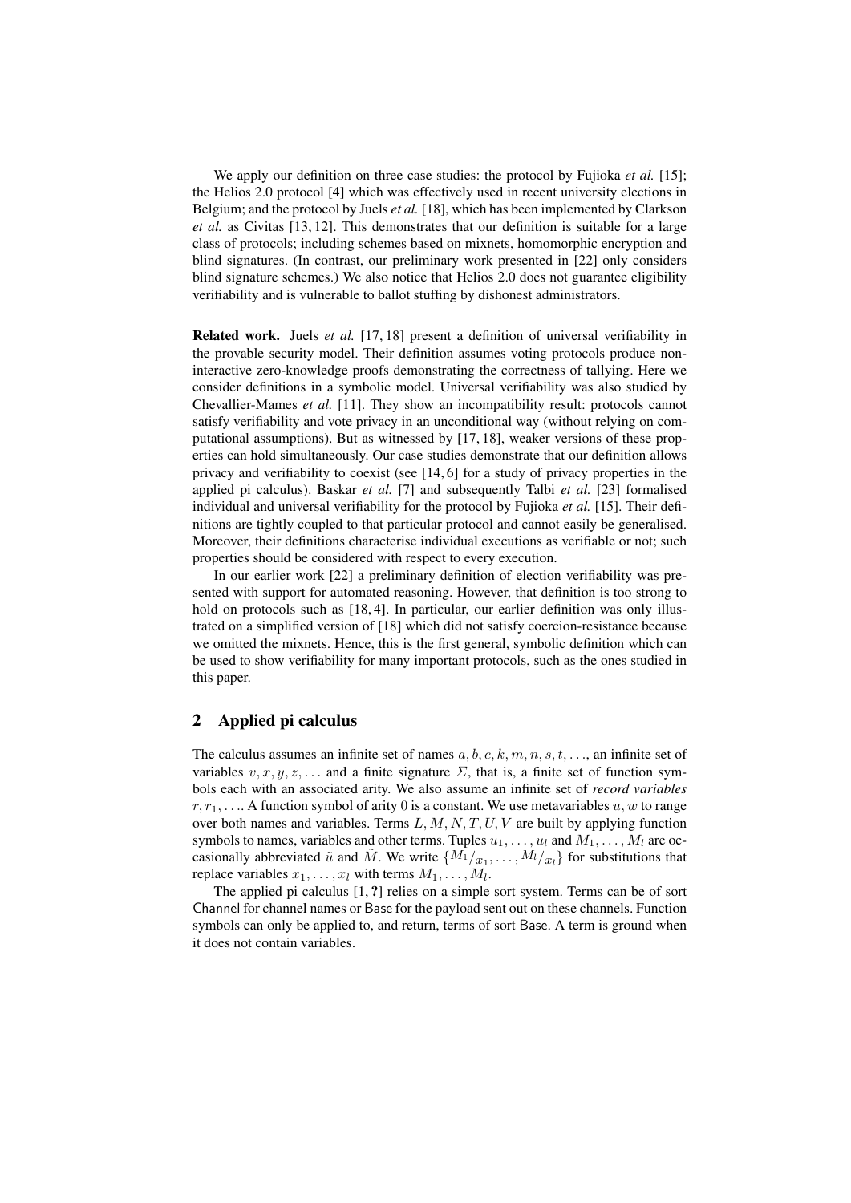We apply our definition on three case studies: the protocol by Fujioka *et al.* [15]; the Helios 2.0 protocol [4] which was effectively used in recent university elections in Belgium; and the protocol by Juels *et al.* [18], which has been implemented by Clarkson *et al.* as Civitas [13, 12]. This demonstrates that our definition is suitable for a large class of protocols; including schemes based on mixnets, homomorphic encryption and blind signatures. (In contrast, our preliminary work presented in [22] only considers blind signature schemes.) We also notice that Helios 2.0 does not guarantee eligibility verifiability and is vulnerable to ballot stuffing by dishonest administrators.

**Related work.** Juels *et al.* [17, 18] present a definition of universal verifiability in the provable security model. Their definition assumes voting protocols produce non-interactive zero-knowledge proofs demonstrating the correctness of tallying. Here we consider definitions in a symbolic model. Universal verifiability was also studied by Chevallier-Mames *et al.* [11]. They show an incompatibility result: protocols cannot satisfy verifiability and vote privacy in an unconditional way (without relying on computational assumptions). But as witnessed by [17, 18], weaker versions of these properties can hold simultaneously. Our case studies demonstrate that our definition allows privacy and verifiability to coexist (see [14, 6] for a study of privacy properties in the applied pi calculus). Baskar *et al.* [7] and subsequently Talbi *et al.* [23] formalised individual and universal verifiability for the protocol by Fujioka *et al.* [15]. Their definitions are tightly coupled to that particular protocol and cannot easily be generalised. Moreover, their definitions characterise individual executions as verifiable or not; such properties should be considered with respect to every execution.

In our earlier work [22] a preliminary definition of election verifiability was presented with support for automated reasoning. However, that definition is too strong to hold on protocols such as [18, 4]. In particular, our earlier definition was only illustrated on a simplified version of [18] which did not satisfy coercion-resistance because we omitted the mixnets. Hence, this is the first general, symbolic definition which can be used to show verifiability for many important protocols, such as the ones studied in this paper.

## 2 Applied pi calculus

The calculus assumes an infinite set of names $a, b, c, k, m, n, s, t, \ldots$, an infinite set of variables $v, x, y, z, \ldots$ and a finite signature $\Sigma$, that is, a finite set of function symbols each with an associated arity. We also assume an infinite set of *record variables* $r, r_1, \ldots$. A function symbol of arity 0 is a constant. We use metavariables $u, w$ to range over both names and variables. Terms $L, M, N, T, U, V$ are built by applying function symbols to names, variables and other terms. Tuples $u_1, \ldots, u_l$ and $M_1, \ldots, M_l$ are occasionally abbreviated $\tilde{u}$ and $\tilde{M}$. We write $\{^{M_1}/_{x_1}, \ldots, ^{M_l}/_{x_l}\}$ for substitutions that replace variables $x_1, \ldots, x_l$ with terms $M_1, \ldots, M_l$.

The applied pi calculus [1, ?] relies on a simple sort system. Terms can be of sort Channel for channel names or Base for the payload sent out on these channels. Function symbols can only be applied to, and return, terms of sort Base. A term is ground when it does not contain variables.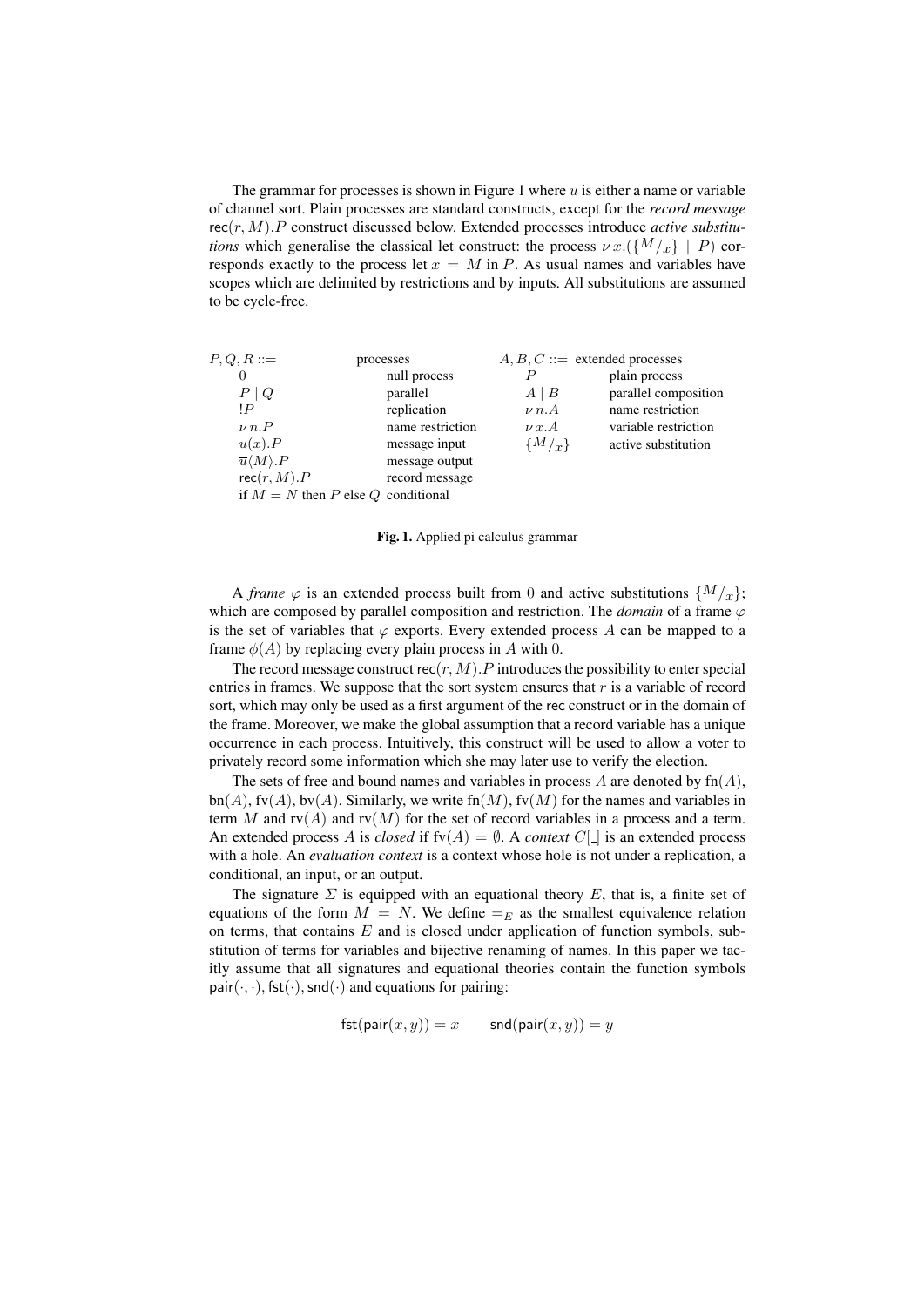The grammar for processes is shown in Figure 1 where $u$ is either a name or variable of channel sort. Plain processes are standard constructs, except for the *record message* $\mathsf{rec}(r, M).P$ construct discussed below. Extended processes introduce *active substitutions* which generalise the classical let construct: the process $\nu\, x.(\{^M/_x\} \mid P)$ corresponds exactly to the process let $x = M$ in $P$. As usual names and variables have scopes which are delimited by restrictions and by inputs. All substitutions are assumed to be cycle-free.

| $P, Q, R ::=$ | processes | $A, B, C ::=$ | extended processes |
|---|---|---|---|
| $0$ | null process | $P$ | plain process |
| $P \mid Q$ | parallel | $A \mid B$ | parallel composition |
| $!P$ | replication | $\nu\, n.A$ | name restriction |
| $\nu\, n.P$ | name restriction | $\nu\, x.A$ | variable restriction |
| $u(x).P$ | message input | $\{^M/_x\}$ | active substitution |
| $\overline{u}\langle M \rangle.P$ | message output | | |
| $\mathsf{rec}(r, M).P$ | record message | | |
| if $M = N$ then $P$ else $Q$ | conditional | | |

**Fig. 1.** Applied pi calculus grammar

A *frame* $\varphi$ is an extended process built from $0$ and active substitutions $\{^M/_x\}$; which are composed by parallel composition and restriction. The *domain* of a frame $\varphi$ is the set of variables that $\varphi$ exports. Every extended process $A$ can be mapped to a frame $\phi(A)$ by replacing every plain process in $A$ with $0$.

The record message construct $\mathsf{rec}(r, M).P$ introduces the possibility to enter special entries in frames. We suppose that the sort system ensures that $r$ is a variable of record sort, which may only be used as a first argument of the rec construct or in the domain of the frame. Moreover, we make the global assumption that a record variable has a unique occurrence in each process. Intuitively, this construct will be used to allow a voter to privately record some information which she may later use to verify the election.

The sets of free and bound names and variables in process $A$ are denoted by $\text{fn}(A)$, $\text{bn}(A)$, $\text{fv}(A)$, $\text{bv}(A)$. Similarly, we write $\text{fn}(M)$, $\text{fv}(M)$ for the names and variables in term $M$ and $\text{rv}(A)$ and $\text{rv}(M)$ for the set of record variables in a process and a term. An extended process $A$ is *closed* if $\text{fv}(A) = \emptyset$. A *context* $C[\_]$ is an extended process with a hole. An *evaluation context* is a context whose hole is not under a replication, a conditional, an input, or an output.

The signature $\Sigma$ is equipped with an equational theory $E$, that is, a finite set of equations of the form $M = N$. We define $=_E$ as the smallest equivalence relation on terms, that contains $E$ and is closed under application of function symbols, substitution of terms for variables and bijective renaming of names. In this paper we tacitly assume that all signatures and equational theories contain the function symbols $\mathsf{pair}(\cdot, \cdot)$, $\mathsf{fst}(\cdot)$, $\mathsf{snd}(\cdot)$ and equations for pairing:

$$\mathsf{fst}(\mathsf{pair}(x, y)) = x \qquad \mathsf{snd}(\mathsf{pair}(x, y)) = y$$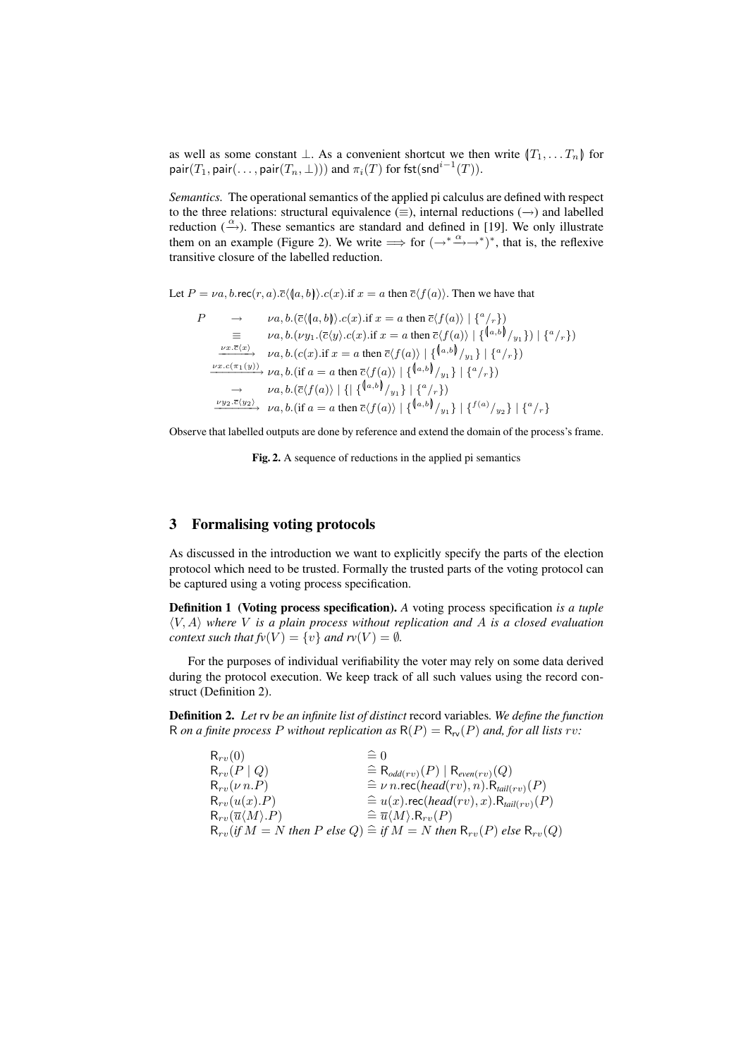as well as some constant $\bot$. As a convenient shortcut we then write $(\!|T_1, \dots T_n|\!)$ for $\mathsf{pair}(T_1, \mathsf{pair}(\dots, \mathsf{pair}(T_n, \bot)))$ and $\pi_i(T)$ for $\mathsf{fst}(\mathsf{snd}^{i-1}(T))$.

*Semantics.* The operational semantics of the applied pi calculus are defined with respect to the three relations: structural equivalence ($\equiv$), internal reductions ($\rightarrow$) and labelled reduction ($\xrightarrow{\alpha}$). These semantics are standard and defined in [19]. We only illustrate them on an example (Figure 2). We write $\Longrightarrow$ for $(\rightarrow^* \xrightarrow{\alpha} \rightarrow^*)^*$, that is, the reflexive transitive closure of the labelled reduction.

Let $P = \nu a, b.\mathsf{rec}(r, a).\overline{c}\langle (\!|a, b|\!) \rangle.c(x).\text{if } x = a \text{ then } \overline{c}\langle f(a) \rangle$. Then we have that

$$
\begin{array}{lll}
P & \rightarrow & \nu a, b.(\overline{c}\langle (\!|a, b|\!) \rangle.c(x).\text{if } x = a \text{ then } \overline{c}\langle f(a) \rangle \mid \{^a/_r\}) \\
 & \equiv & \nu a, b.(\nu y_1.(\overline{c}\langle y \rangle.c(x).\text{if } x = a \text{ then } \overline{c}\langle f(a) \rangle \mid \{^{(\!|a,b|\!)}/_{y_1}\}) \mid \{^a/_r\}) \\
 & \xrightarrow{\nu x.\overline{c}\langle x \rangle} & \nu a, b.(c(x).\text{if } x = a \text{ then } \overline{c}\langle f(a) \rangle \mid \{^{(\!|a,b|\!)}/_{y_1}\} \mid \{^a/_r\}) \\
 & \xrightarrow{\nu x.c(\pi_1(y))} & \nu a, b.(\text{if } a = a \text{ then } \overline{c}\langle f(a) \rangle \mid \{^{(\!|a,b|\!)}/_{y_1}\} \mid \{^a/_r\}) \\
 & \rightarrow & \nu a, b.(\overline{c}\langle f(a) \rangle \mid \{\mid \{^{(\!|a,b|\!)}/_{y_1}\} \mid \{^a/_r\}) \\
 & \xrightarrow{\nu y_2.\overline{c}\langle y_2 \rangle} & \nu a, b.(\text{if } a = a \text{ then } \overline{c}\langle f(a) \rangle \mid \{^{(\!|a,b|\!)}/_{y_1}\} \mid \{^{f(a)}/_{y_2}\} \mid \{^a/_r\}
\end{array}
$$

Observe that labelled outputs are done by reference and extend the domain of the process's frame.

**Fig. 2.** A sequence of reductions in the applied pi semantics

## 3 Formalising voting protocols

As discussed in the introduction we want to explicitly specify the parts of the election protocol which need to be trusted. Formally the trusted parts of the voting protocol can be captured using a voting process specification.

**Definition 1 (Voting process specification).** *A* voting process specification *is a tuple $\langle V, A \rangle$ where $V$ is a plain process without replication and $A$ is a closed evaluation context such that $fv(V) = \{v\}$ and $rv(V) = \emptyset$.*

For the purposes of individual verifiability the voter may rely on some data derived during the protocol execution. We keep track of all such values using the record construct (Definition 2).

**Definition 2.** *Let* $\mathsf{rv}$ *be an infinite list of distinct* record variables*. We define the function* $\mathsf{R}$ *on a finite process $P$ without replication as $\mathsf{R}(P) = \mathsf{R}_{\mathsf{rv}}(P)$ and, for all lists $rv$:*

$$
\begin{array}{ll}
\mathsf{R}_{rv}(0) & \widehat{=}\ 0 \\
\mathsf{R}_{rv}(P \mid Q) & \widehat{=}\ \mathsf{R}_{odd(rv)}(P) \mid \mathsf{R}_{even(rv)}(Q) \\
\mathsf{R}_{rv}(\nu\, n.P) & \widehat{=}\ \nu\, n.\mathsf{rec}(head(rv), n).\mathsf{R}_{tail(rv)}(P) \\
\mathsf{R}_{rv}(u(x).P) & \widehat{=}\ u(x).\mathsf{rec}(head(rv), x).\mathsf{R}_{tail(rv)}(P) \\
\mathsf{R}_{rv}(\overline{u}\langle M \rangle.P) & \widehat{=}\ \overline{u}\langle M \rangle.\mathsf{R}_{rv}(P) \\
\mathsf{R}_{rv}(\mathit{if}\ M = N\ \mathit{then}\ P\ \mathit{else}\ Q) & \widehat{=}\ \mathit{if}\ M = N\ \mathit{then}\ \mathsf{R}_{rv}(P)\ \mathit{else}\ \mathsf{R}_{rv}(Q)
\end{array}
$$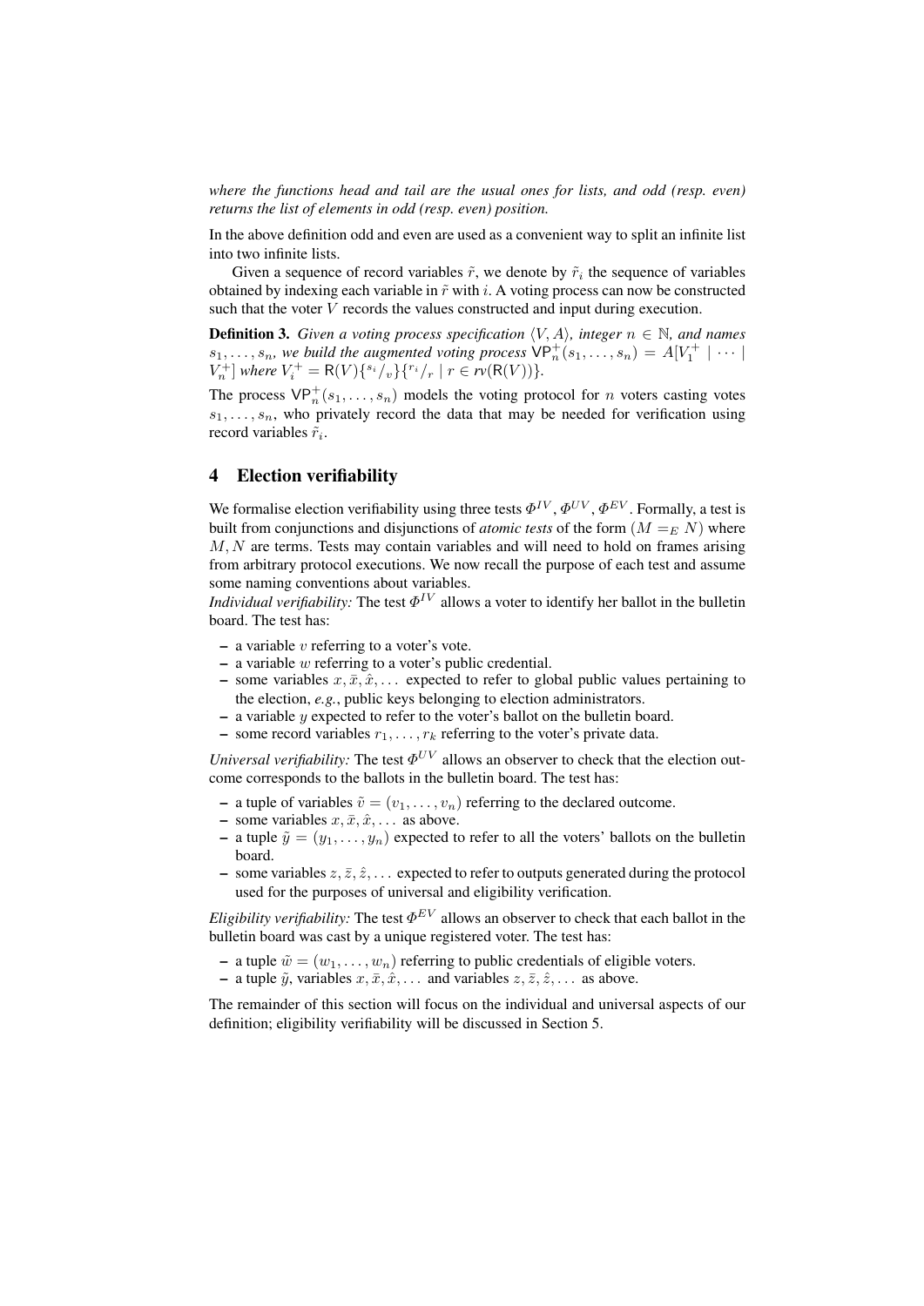*where the functions head and tail are the usual ones for lists, and odd (resp. even) returns the list of elements in odd (resp. even) position.*

In the above definition odd and even are used as a convenient way to split an infinite list into two infinite lists.

Given a sequence of record variables $\tilde{r}$, we denote by $\tilde{r}_i$ the sequence of variables obtained by indexing each variable in $\tilde{r}$ with $i$. A voting process can now be constructed such that the voter $V$ records the values constructed and input during execution.

**Definition 3.** *Given a voting process specification $\langle V, A \rangle$, integer $n \in \mathbb{N}$, and names $s_1, \ldots, s_n$, we build the augmented voting process $\mathsf{VP}_n^+(s_1, \ldots, s_n) = A[V_1^+ \mid \cdots \mid V_n^+]$ where $V_i^+ = \mathsf{R}(V)\{^{s_i}/_v\}\{^{r_i}/_r \mid r \in rv(\mathsf{R}(V))\}$.*

The process $\mathsf{VP}_n^+(s_1, \ldots, s_n)$ models the voting protocol for $n$ voters casting votes $s_1, \ldots, s_n$, who privately record the data that may be needed for verification using record variables $\tilde{r}_i$.

## 4 Election verifiability

We formalise election verifiability using three tests $\Phi^{IV}$, $\Phi^{UV}$, $\Phi^{EV}$. Formally, a test is built from conjunctions and disjunctions of *atomic tests* of the form $(M =_E N)$ where $M, N$ are terms. Tests may contain variables and will need to hold on frames arising from arbitrary protocol executions. We now recall the purpose of each test and assume some naming conventions about variables.

*Individual verifiability:* The test $\Phi^{IV}$ allows a voter to identify her ballot in the bulletin board. The test has:

- a variable $v$ referring to a voter's vote.
- a variable $w$ referring to a voter's public credential.
- some variables $x, \bar{x}, \hat{x}, \ldots$ expected to refer to global public values pertaining to the election, *e.g.*, public keys belonging to election administrators.
- a variable $y$ expected to refer to the voter's ballot on the bulletin board.
- some record variables $r_1, \ldots, r_k$ referring to the voter's private data.

*Universal verifiability:* The test $\Phi^{UV}$ allows an observer to check that the election outcome corresponds to the ballots in the bulletin board. The test has:

- a tuple of variables $\tilde{v} = (v_1, \ldots, v_n)$ referring to the declared outcome.
- some variables $x, \bar{x}, \hat{x}, \ldots$ as above.
- a tuple $\tilde{y} = (y_1, \ldots, y_n)$ expected to refer to all the voters' ballots on the bulletin board.
- some variables $z, \bar{z}, \hat{z}, \ldots$ expected to refer to outputs generated during the protocol used for the purposes of universal and eligibility verification.

*Eligibility verifiability:* The test $\Phi^{EV}$ allows an observer to check that each ballot in the bulletin board was cast by a unique registered voter. The test has:

- a tuple $\tilde{w} = (w_1, \ldots, w_n)$ referring to public credentials of eligible voters.
- a tuple $\tilde{y}$, variables $x, \bar{x}, \hat{x}, \ldots$ and variables $z, \bar{z}, \hat{z}, \ldots$ as above.

The remainder of this section will focus on the individual and universal aspects of our definition; eligibility verifiability will be discussed in Section 5.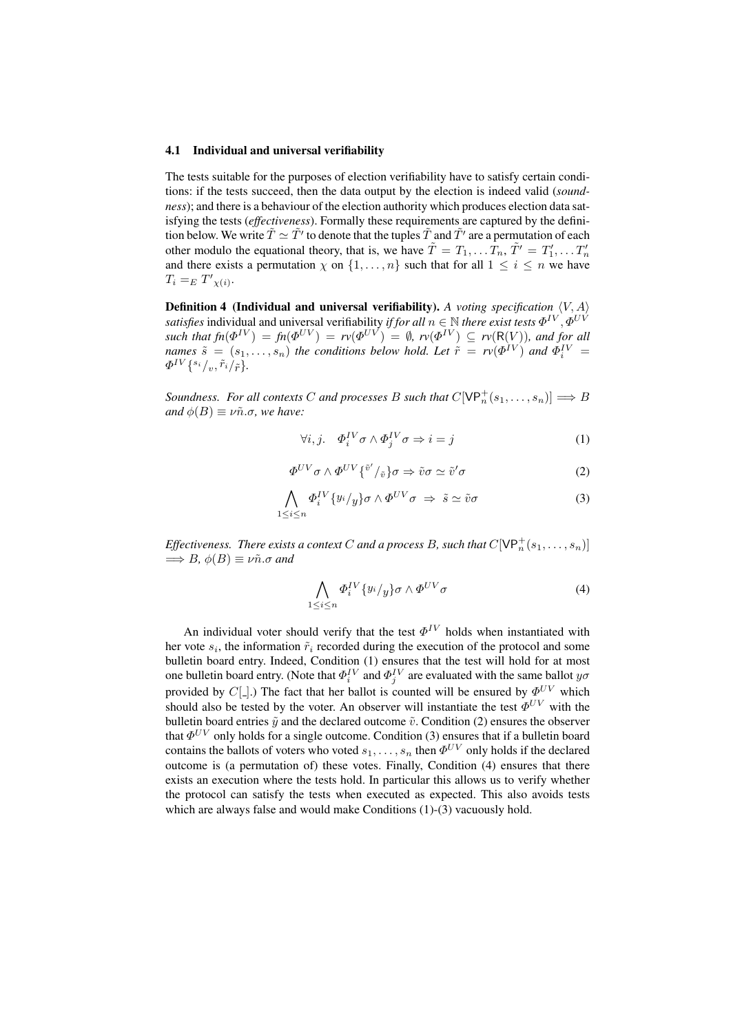### 4.1 Individual and universal verifiability

The tests suitable for the purposes of election verifiability have to satisfy certain conditions: if the tests succeed, then the data output by the election is indeed valid (*soundness*); and there is a behaviour of the election authority which produces election data satisfying the tests (*effectiveness*). Formally these requirements are captured by the definition below. We write $\tilde{T} \simeq \tilde{T}'$ to denote that the tuples $\tilde{T}$ and $\tilde{T}'$ are a permutation of each other modulo the equational theory, that is, we have $\tilde{T} = T_1, \ldots T_n$, $\tilde{T}' = T'_1, \ldots T'_n$ and there exists a permutation $\chi$ on $\{1, \ldots, n\}$ such that for all $1 \leq i \leq n$ we have $T_i =_E T'_{\chi(i)}$.

**Definition 4 (Individual and universal verifiability).** *A voting specification $\langle V, A \rangle$ satisfies* individual and universal verifiability *if for all $n \in \mathbb{N}$ there exist tests $\Phi^{IV}, \Phi^{UV}$ such that $fn(\Phi^{IV}) = fn(\Phi^{UV}) = rv(\Phi^{UV}) = \emptyset$, $rv(\Phi^{IV}) \subseteq rv(\mathsf{R}(V))$, and for all names $\tilde{s} = (s_1, \ldots, s_n)$ the conditions below hold. Let $\tilde{r} = rv(\Phi^{IV})$ and $\Phi_i^{IV} = \Phi^{IV}\{^{s_i}/_v, ^{\tilde{r}_i}/_{\tilde{r}}\}$.*

*Soundness. For all contexts $C$ and processes $B$ such that $C[\mathsf{VP}_n^+(s_1, \ldots, s_n)] \Longrightarrow B$ and $\phi(B) \equiv \nu\tilde{n}.\sigma$, we have:*

$$\forall i, j. \quad \Phi_i^{IV}\sigma \wedge \Phi_j^{IV}\sigma \Rightarrow i = j \tag{1}$$

$$\Phi^{UV}\sigma \wedge \Phi^{UV}\{^{\tilde{v}'}/_{\tilde{v}}\}\sigma \Rightarrow \tilde{v}\sigma \simeq \tilde{v}'\sigma \tag{2}$$

$$\bigwedge_{1 \leq i \leq n} \Phi_i^{IV}\{^{y_i}/_y\}\sigma \wedge \Phi^{UV}\sigma \;\Rightarrow\; \tilde{s} \simeq \tilde{v}\sigma \tag{3}$$

*Effectiveness. There exists a context $C$ and a process $B$, such that $C[\mathsf{VP}_n^+(s_1, \ldots, s_n)] \Longrightarrow B$, $\phi(B) \equiv \nu\tilde{n}.\sigma$ and*

$$\bigwedge_{1 \leq i \leq n} \Phi_i^{IV}\{^{y_i}/_y\}\sigma \wedge \Phi^{UV}\sigma \tag{4}$$

An individual voter should verify that the test $\Phi^{IV}$ holds when instantiated with her vote $s_i$, the information $\tilde{r}_i$ recorded during the execution of the protocol and some bulletin board entry. Indeed, Condition (1) ensures that the test will hold for at most one bulletin board entry. (Note that $\Phi_i^{IV}$ and $\Phi_j^{IV}$ are evaluated with the same ballot $y\sigma$ provided by $C[\_]$.) The fact that her ballot is counted will be ensured by $\Phi^{UV}$ which should also be tested by the voter. An observer will instantiate the test $\Phi^{UV}$ with the bulletin board entries $\tilde{y}$ and the declared outcome $\tilde{v}$. Condition (2) ensures the observer that $\Phi^{UV}$ only holds for a single outcome. Condition (3) ensures that if a bulletin board contains the ballots of voters who voted $s_1, \ldots, s_n$ then $\Phi^{UV}$ only holds if the declared outcome is (a permutation of) these votes. Finally, Condition (4) ensures that there exists an execution where the tests hold. In particular this allows us to verify whether the protocol can satisfy the tests when executed as expected. This also avoids tests which are always false and would make Conditions (1)-(3) vacuously hold.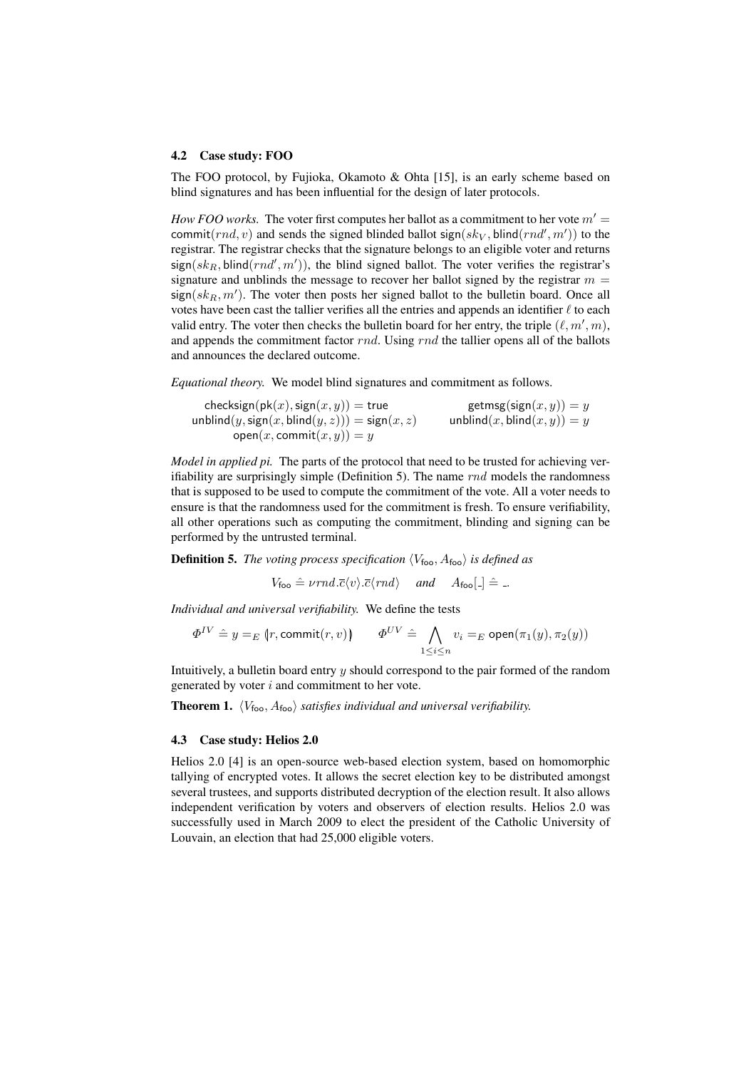### 4.2 Case study: FOO

The FOO protocol, by Fujioka, Okamoto & Ohta [15], is an early scheme based on blind signatures and has been influential for the design of later protocols.

*How FOO works.* The voter first computes her ballot as a commitment to her vote $m' = \mathsf{commit}(rnd, v)$ and sends the signed blinded ballot $\mathsf{sign}(sk_V, \mathsf{blind}(rnd', m'))$ to the registrar. The registrar checks that the signature belongs to an eligible voter and returns $\mathsf{sign}(sk_R, \mathsf{blind}(rnd', m'))$, the blind signed ballot. The voter verifies the registrar's signature and unblinds the message to recover her ballot signed by the registrar $m = \mathsf{sign}(sk_R, m')$. The voter then posts her signed ballot to the bulletin board. Once all votes have been cast the tallier verifies all the entries and appends an identifier $\ell$ to each valid entry. The voter then checks the bulletin board for her entry, the triple $(\ell, m', m)$, and appends the commitment factor $rnd$. Using $rnd$ the tallier opens all of the ballots and announces the declared outcome.

*Equational theory.* We model blind signatures and commitment as follows.

$$
\begin{array}{ll}
\mathsf{checksign}(\mathsf{pk}(x), \mathsf{sign}(x, y)) = \mathsf{true} & \mathsf{getmsg}(\mathsf{sign}(x, y)) = y \\
\mathsf{unblind}(y, \mathsf{sign}(x, \mathsf{blind}(y, z))) = \mathsf{sign}(x, z) & \mathsf{unblind}(x, \mathsf{blind}(x, y)) = y \\
\mathsf{open}(x, \mathsf{commit}(x, y)) = y &
\end{array}
$$

*Model in applied pi.* The parts of the protocol that need to be trusted for achieving verifiability are surprisingly simple (Definition 5). The name $rnd$ models the randomness that is supposed to be used to compute the commitment of the vote. All a voter needs to ensure is that the randomness used for the commitment is fresh. To ensure verifiability, all other operations such as computing the commitment, blinding and signing can be performed by the untrusted terminal.

**Definition 5.** *The voting process specification* $\langle V_{\mathsf{foo}}, A_{\mathsf{foo}} \rangle$ *is defined as*

$$
V_{\mathsf{foo}} \hat{=} \nu rnd . \overline{c}\langle v \rangle . \overline{c}\langle rnd \rangle \quad \textit{and} \quad A_{\mathsf{foo}}[\_] \hat{=} \_.
$$

*Individual and universal verifiability.* We define the tests

$$
\Phi^{IV} \hat{=} y =_E (\!| r, \mathsf{commit}(r, v) |\!) \qquad \Phi^{UV} \hat{=} \bigwedge_{1 \leq i \leq n} v_i =_E \mathsf{open}(\pi_1(y), \pi_2(y))
$$

Intuitively, a bulletin board entry $y$ should correspond to the pair formed of the random generated by voter $i$ and commitment to her vote.

**Theorem 1.** $\langle V_{\mathsf{foo}}, A_{\mathsf{foo}} \rangle$ *satisfies individual and universal verifiability.*

### 4.3 Case study: Helios 2.0

Helios 2.0 [4] is an open-source web-based election system, based on homomorphic tallying of encrypted votes. It allows the secret election key to be distributed amongst several trustees, and supports distributed decryption of the election result. It also allows independent verification by voters and observers of election results. Helios 2.0 was successfully used in March 2009 to elect the president of the Catholic University of Louvain, an election that had 25,000 eligible voters.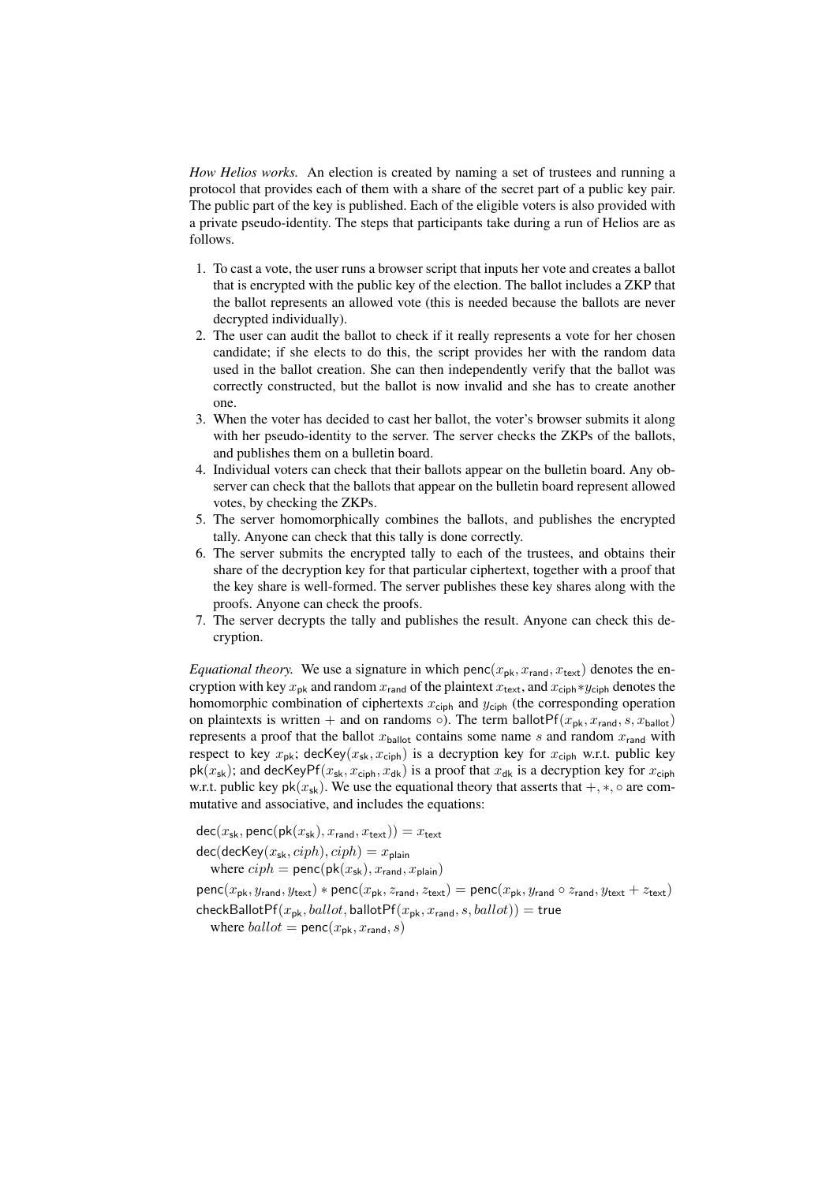*How Helios works.* An election is created by naming a set of trustees and running a protocol that provides each of them with a share of the secret part of a public key pair. The public part of the key is published. Each of the eligible voters is also provided with a private pseudo-identity. The steps that participants take during a run of Helios are as follows.

1. To cast a vote, the user runs a browser script that inputs her vote and creates a ballot that is encrypted with the public key of the election. The ballot includes a ZKP that the ballot represents an allowed vote (this is needed because the ballots are never decrypted individually).
2. The user can audit the ballot to check if it really represents a vote for her chosen candidate; if she elects to do this, the script provides her with the random data used in the ballot creation. She can then independently verify that the ballot was correctly constructed, but the ballot is now invalid and she has to create another one.
3. When the voter has decided to cast her ballot, the voter's browser submits it along with her pseudo-identity to the server. The server checks the ZKPs of the ballots, and publishes them on a bulletin board.
4. Individual voters can check that their ballots appear on the bulletin board. Any observer can check that the ballots that appear on the bulletin board represent allowed votes, by checking the ZKPs.
5. The server homomorphically combines the ballots, and publishes the encrypted tally. Anyone can check that this tally is done correctly.
6. The server submits the encrypted tally to each of the trustees, and obtains their share of the decryption key for that particular ciphertext, together with a proof that the key share is well-formed. The server publishes these key shares along with the proofs. Anyone can check the proofs.
7. The server decrypts the tally and publishes the result. Anyone can check this decryption.

*Equational theory.* We use a signature in which $\mathsf{penc}(x_{\mathsf{pk}}, x_{\mathsf{rand}}, x_{\mathsf{text}})$ denotes the encryption with key $x_{\mathsf{pk}}$ and random $x_{\mathsf{rand}}$ of the plaintext $x_{\mathsf{text}}$, and $x_{\mathsf{ciph}} * y_{\mathsf{ciph}}$ denotes the homomorphic combination of ciphertexts $x_{\mathsf{ciph}}$ and $y_{\mathsf{ciph}}$ (the corresponding operation on plaintexts is written $+$ and on randoms $\circ$). The term $\mathsf{ballotPf}(x_{\mathsf{pk}}, x_{\mathsf{rand}}, s, x_{\mathsf{ballot}})$ represents a proof that the ballot $x_{\mathsf{ballot}}$ contains some name $s$ and random $x_{\mathsf{rand}}$ with respect to key $x_{\mathsf{pk}}$; $\mathsf{decKey}(x_{\mathsf{sk}}, x_{\mathsf{ciph}})$ is a decryption key for $x_{\mathsf{ciph}}$ w.r.t. public key $\mathsf{pk}(x_{\mathsf{sk}})$; and $\mathsf{decKeyPf}(x_{\mathsf{sk}}, x_{\mathsf{ciph}}, x_{\mathsf{dk}})$ is a proof that $x_{\mathsf{dk}}$ is a decryption key for $x_{\mathsf{ciph}}$ w.r.t. public key $\mathsf{pk}(x_{\mathsf{sk}})$. We use the equational theory that asserts that $+, *, \circ$ are commutative and associative, and includes the equations:

$$\mathsf{dec}(x_{\mathsf{sk}}, \mathsf{penc}(\mathsf{pk}(x_{\mathsf{sk}}), x_{\mathsf{rand}}, x_{\mathsf{text}})) = x_{\mathsf{text}}$$

$$\mathsf{dec}(\mathsf{decKey}(x_{\mathsf{sk}}, ciph), ciph) = x_{\mathsf{plain}}$$
$$\quad \text{where } ciph = \mathsf{penc}(\mathsf{pk}(x_{\mathsf{sk}}), x_{\mathsf{rand}}, x_{\mathsf{plain}})$$

$$\mathsf{penc}(x_{\mathsf{pk}}, y_{\mathsf{rand}}, y_{\mathsf{text}}) * \mathsf{penc}(x_{\mathsf{pk}}, z_{\mathsf{rand}}, z_{\mathsf{text}}) = \mathsf{penc}(x_{\mathsf{pk}}, y_{\mathsf{rand}} \circ z_{\mathsf{rand}}, y_{\mathsf{text}} + z_{\mathsf{text}})$$

$$\mathsf{checkBallotPf}(x_{\mathsf{pk}}, ballot, \mathsf{ballotPf}(x_{\mathsf{pk}}, x_{\mathsf{rand}}, s, ballot)) = \mathsf{true}$$
$$\quad \text{where } ballot = \mathsf{penc}(x_{\mathsf{pk}}, x_{\mathsf{rand}}, s)$$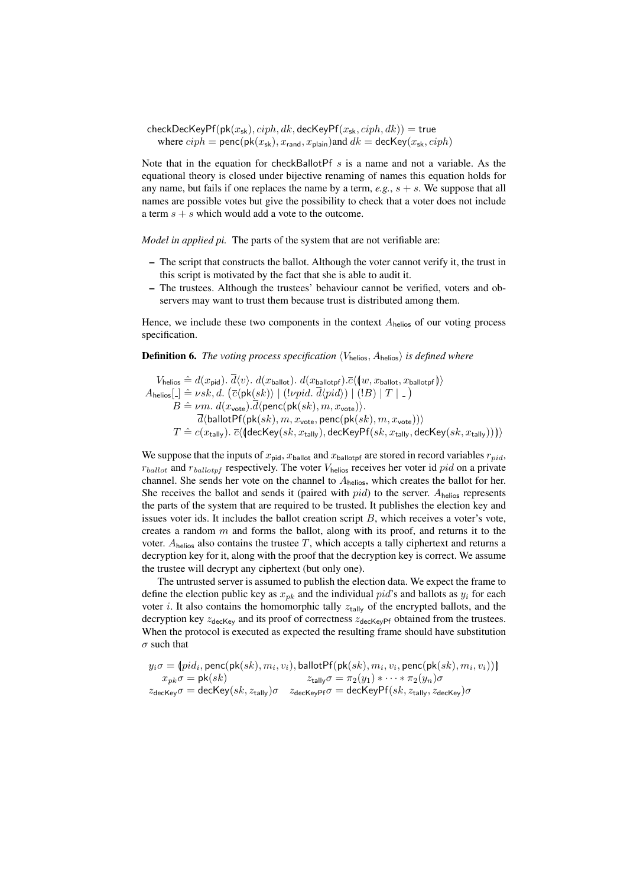$$\mathsf{checkDecKeyPf}(\mathsf{pk}(x_{\mathsf{sk}}), ciph, dk, \mathsf{decKeyPf}(x_{\mathsf{sk}}, ciph, dk)) = \mathsf{true}$$
$$\text{where } ciph = \mathsf{penc}(\mathsf{pk}(x_{\mathsf{sk}}), x_{\mathsf{rand}}, x_{\mathsf{plain}}) \text{and } dk = \mathsf{decKey}(x_{\mathsf{sk}}, ciph)$$

Note that in the equation for checkBallotPf $s$ is a name and not a variable. As the equational theory is closed under bijective renaming of names this equation holds for any name, but fails if one replaces the name by a term, *e.g.*, $s + s$. We suppose that all names are possible votes but give the possibility to check that a voter does not include a term $s + s$ which would add a vote to the outcome.

*Model in applied pi.* The parts of the system that are not verifiable are:

- The script that constructs the ballot. Although the voter cannot verify it, the trust in this script is motivated by the fact that she is able to audit it.
- The trustees. Although the trustees' behaviour cannot be verified, voters and observers may want to trust them because trust is distributed among them.

Hence, we include these two components in the context $A_{\mathsf{helios}}$ of our voting process specification.

**Definition 6.** *The voting process specification $\langle V_{\mathsf{helios}}, A_{\mathsf{helios}}\rangle$ is defined where*

$$
\begin{aligned}
V_{\mathsf{helios}} &\hat{=} d(x_{\mathsf{pid}}).\ \overline{d}\langle v\rangle.\ d(x_{\mathsf{ballot}}).\ d(x_{\mathsf{ballotpf}}).\overline{c}\langle (\!| w, x_{\mathsf{ballot}}, x_{\mathsf{ballotpf}} |\!)\rangle \\
A_{\mathsf{helios}}[\_] &\hat{=} \nu sk, d.\ \big(\overline{c}\langle \mathsf{pk}(sk)\rangle \mid (!\nu pid.\ \overline{d}\langle pid\rangle) \mid (!B) \mid T \mid \_\big) \\
B &\hat{=} \nu m.\ d(x_{\mathsf{vote}}).\overline{d}\langle \mathsf{penc}(\mathsf{pk}(sk), m, x_{\mathsf{vote}})\rangle. \\
&\qquad \overline{d}\langle \mathsf{ballotPf}(\mathsf{pk}(sk), m, x_{\mathsf{vote}}, \mathsf{penc}(\mathsf{pk}(sk), m, x_{\mathsf{vote}}))\rangle \\
T &\hat{=} c(x_{\mathsf{tally}}).\ \overline{c}\langle (\!| \mathsf{decKey}(sk, x_{\mathsf{tally}}), \mathsf{decKeyPf}(sk, x_{\mathsf{tally}}, \mathsf{decKey}(sk, x_{\mathsf{tally}})) |\!)\rangle
\end{aligned}
$$

We suppose that the inputs of $x_{\mathsf{pid}}$, $x_{\mathsf{ballot}}$ and $x_{\mathsf{ballotpf}}$ are stored in record variables $r_{pid}$, $r_{ballot}$ and $r_{ballotpf}$ respectively. The voter $V_{\mathsf{helios}}$ receives her voter id $pid$ on a private channel. She sends her vote on the channel to $A_{\mathsf{helios}}$, which creates the ballot for her. She receives the ballot and sends it (paired with $pid$) to the server. $A_{\mathsf{helios}}$ represents the parts of the system that are required to be trusted. It publishes the election key and issues voter ids. It includes the ballot creation script $B$, which receives a voter's vote, creates a random $m$ and forms the ballot, along with its proof, and returns it to the voter. $A_{\mathsf{helios}}$ also contains the trustee $T$, which accepts a tally ciphertext and returns a decryption key for it, along with the proof that the decryption key is correct. We assume the trustee will decrypt any ciphertext (but only one).

The untrusted server is assumed to publish the election data. We expect the frame to define the election public key as $x_{pk}$ and the individual $pid$'s and ballots as $y_i$ for each voter $i$. It also contains the homomorphic tally $z_{\mathsf{tally}}$ of the encrypted ballots, and the decryption key $z_{\mathsf{decKey}}$ and its proof of correctness $z_{\mathsf{decKeyPf}}$ obtained from the trustees. When the protocol is executed as expected the resulting frame should have substitution $\sigma$ such that

$$
\begin{aligned}
&y_i\sigma = (\!| pid_i, \mathsf{penc}(\mathsf{pk}(sk), m_i, v_i), \mathsf{ballotPf}(\mathsf{pk}(sk), m_i, v_i, \mathsf{penc}(\mathsf{pk}(sk), m_i, v_i)) |\!) \\
&x_{pk}\sigma = \mathsf{pk}(sk) \qquad\qquad\qquad z_{\mathsf{tally}}\sigma = \pi_2(y_1) * \cdots * \pi_2(y_n)\sigma \\
&z_{\mathsf{decKey}}\sigma = \mathsf{decKey}(sk, z_{\mathsf{tally}})\sigma \quad z_{\mathsf{decKeyPf}}\sigma = \mathsf{decKeyPf}(sk, z_{\mathsf{tally}}, z_{\mathsf{decKey}})\sigma
\end{aligned}
$$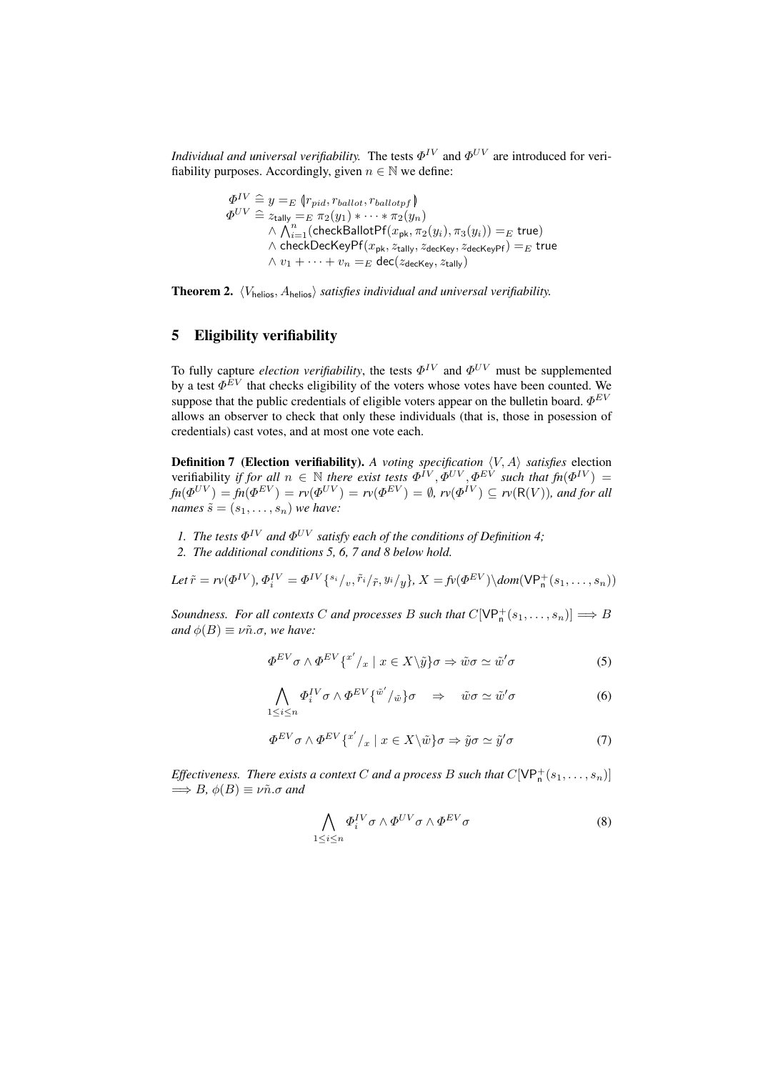*Individual and universal verifiability.* The tests $\Phi^{IV}$ and $\Phi^{UV}$ are introduced for verifiability purposes. Accordingly, given $n \in \mathbb{N}$ we define:

$$
\begin{aligned}
\Phi^{IV} &\mathrel{\widehat{=}} y =_E (\!| r_{pid}, r_{ballot}, r_{ballotpf} |\!) \\
\Phi^{UV} &\mathrel{\widehat{=}} z_{\mathsf{tally}} =_E \pi_2(y_1) * \cdots * \pi_2(y_n) \\
&\quad \wedge \textstyle\bigwedge_{i=1}^{n} (\mathsf{checkBallotPf}(x_{\mathsf{pk}}, \pi_2(y_i), \pi_3(y_i)) =_E \mathsf{true}) \\
&\quad \wedge \mathsf{checkDecKeyPf}(x_{\mathsf{pk}}, z_{\mathsf{tally}}, z_{\mathsf{decKey}}, z_{\mathsf{decKeyPf}}) =_E \mathsf{true} \\
&\quad \wedge v_1 + \cdots + v_n =_E \mathsf{dec}(z_{\mathsf{decKey}}, z_{\mathsf{tally}})
\end{aligned}
$$

**Theorem 2.** *$\langle V_{\mathsf{helios}}, A_{\mathsf{helios}} \rangle$ satisfies individual and universal verifiability.*

## 5 Eligibility verifiability

To fully capture *election verifiability*, the tests $\Phi^{IV}$ and $\Phi^{UV}$ must be supplemented by a test $\Phi^{EV}$ that checks eligibility of the voters whose votes have been counted. We suppose that the public credentials of eligible voters appear on the bulletin board. $\Phi^{EV}$ allows an observer to check that only these individuals (that is, those in posession of credentials) cast votes, and at most one vote each.

**Definition 7 (Election verifiability).** *A voting specification $\langle V, A \rangle$ satisfies* election verifiability *if for all $n \in \mathbb{N}$ there exist tests $\Phi^{IV}, \Phi^{UV}, \Phi^{EV}$ such that $fn(\Phi^{IV}) = fn(\Phi^{UV}) = fn(\Phi^{EV}) = rv(\Phi^{UV}) = rv(\Phi^{EV}) = \emptyset$, $rv(\Phi^{IV}) \subseteq rv(\mathsf{R}(V))$, and for all names $\tilde{s} = (s_1, \ldots, s_n)$ we have:*

1. *The tests $\Phi^{IV}$ and $\Phi^{UV}$ satisfy each of the conditions of Definition 4;*
2. *The additional conditions 5, 6, 7 and 8 below hold.*

*Let $\tilde{r} = rv(\Phi^{IV})$, $\Phi_i^{IV} = \Phi^{IV}\{^{s_i}/_{v}, ^{\tilde{r}_i}/_{\tilde{r}}, ^{y_i}/_{y}\}$, $X = fv(\Phi^{EV}) \backslash dom(\mathsf{VP}_{\mathsf{n}}^{+}(s_1, \ldots, s_n))$*

*Soundness. For all contexts $C$ and processes $B$ such that $C[\mathsf{VP}_{\mathsf{n}}^{+}(s_1, \ldots, s_n)] \Longrightarrow B$ and $\phi(B) \equiv \nu\tilde{n}.\sigma$, we have:*

$$\Phi^{EV}\sigma \wedge \Phi^{EV}\{^{x'}/_{x} \mid x \in X \backslash \tilde{y}\}\sigma \Rightarrow \tilde{w}\sigma \simeq \tilde{w}'\sigma \tag{5}$$

$$\bigwedge_{1 \leq i \leq n} \Phi_i^{IV}\sigma \wedge \Phi^{EV}\{^{\tilde{w}'}/_{\tilde{w}}\}\sigma \quad \Rightarrow \quad \tilde{w}\sigma \simeq \tilde{w}'\sigma \tag{6}$$

$$\Phi^{EV}\sigma \wedge \Phi^{EV}\{^{x'}/_{x} \mid x \in X \backslash \tilde{w}\}\sigma \Rightarrow \tilde{y}\sigma \simeq \tilde{y}'\sigma \tag{7}$$

*Effectiveness. There exists a context $C$ and a process $B$ such that $C[\mathsf{VP}_{\mathsf{n}}^{+}(s_1, \ldots, s_n)] \Longrightarrow B$, $\phi(B) \equiv \nu\tilde{n}.\sigma$ and*

$$\bigwedge_{1 \leq i \leq n} \Phi_i^{IV}\sigma \wedge \Phi^{UV}\sigma \wedge \Phi^{EV}\sigma \tag{8}$$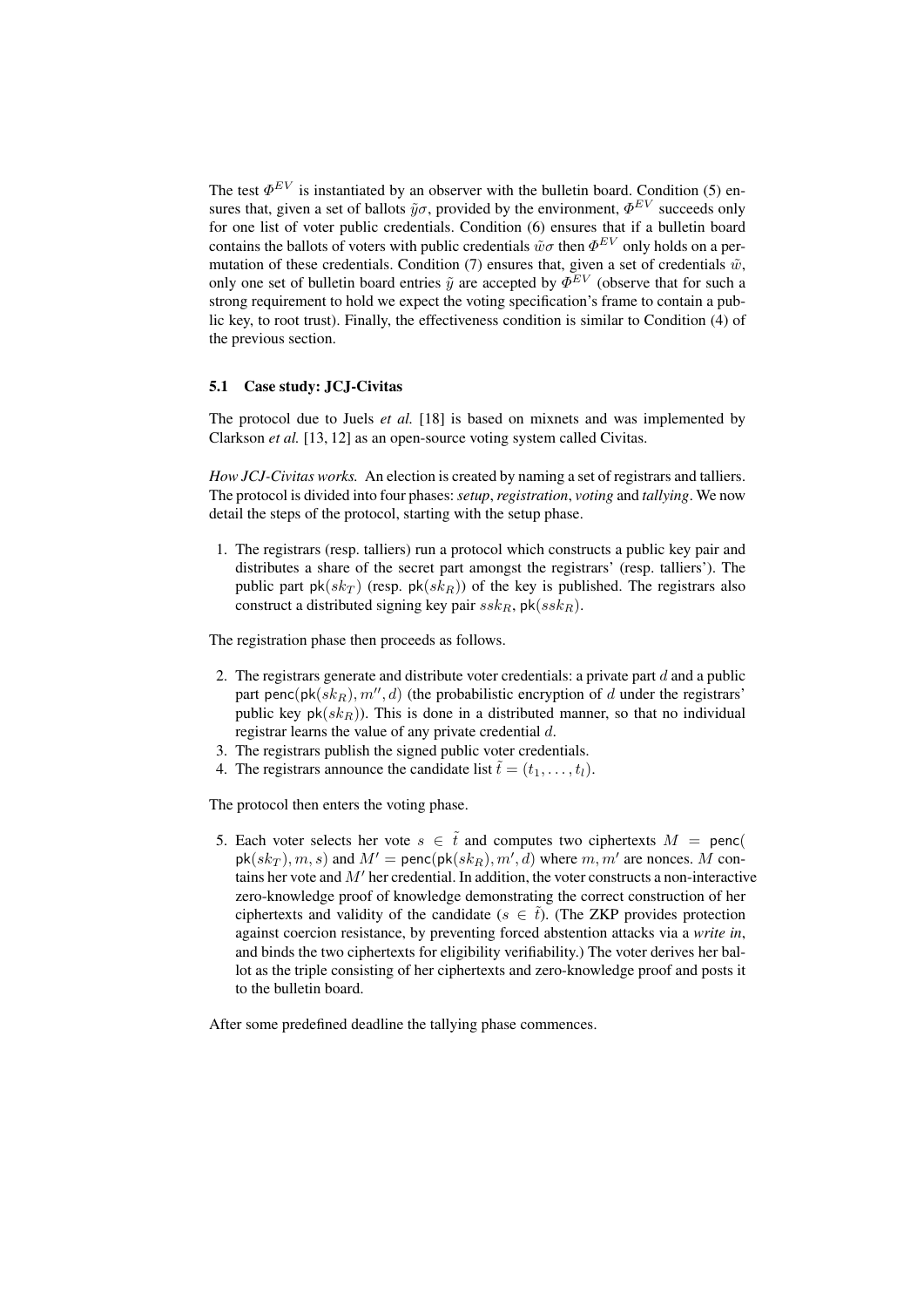The test $\Phi^{EV}$ is instantiated by an observer with the bulletin board. Condition (5) ensures that, given a set of ballots $\tilde{y}\sigma$, provided by the environment, $\Phi^{EV}$ succeeds only for one list of voter public credentials. Condition (6) ensures that if a bulletin board contains the ballots of voters with public credentials $\tilde{w}\sigma$ then $\Phi^{EV}$ only holds on a permutation of these credentials. Condition (7) ensures that, given a set of credentials $\tilde{w}$, only one set of bulletin board entries $\tilde{y}$ are accepted by $\Phi^{EV}$ (observe that for such a strong requirement to hold we expect the voting specification's frame to contain a public key, to root trust). Finally, the effectiveness condition is similar to Condition (4) of the previous section.

### 5.1 Case study: JCJ-Civitas

The protocol due to Juels *et al.* [18] is based on mixnets and was implemented by Clarkson *et al.* [13, 12] as an open-source voting system called Civitas.

*How JCJ-Civitas works.* An election is created by naming a set of registrars and talliers. The protocol is divided into four phases: *setup*, *registration*, *voting* and *tallying*. We now detail the steps of the protocol, starting with the setup phase.

1. The registrars (resp. talliers) run a protocol which constructs a public key pair and distributes a share of the secret part amongst the registrars' (resp. talliers'). The public part $\mathsf{pk}(sk_T)$ (resp. $\mathsf{pk}(sk_R)$) of the key is published. The registrars also construct a distributed signing key pair $ssk_R$, $\mathsf{pk}(ssk_R)$.

The registration phase then proceeds as follows.

2. The registrars generate and distribute voter credentials: a private part $d$ and a public part $\mathsf{penc}(\mathsf{pk}(sk_R), m'', d)$ (the probabilistic encryption of $d$ under the registrars' public key $\mathsf{pk}(sk_R)$). This is done in a distributed manner, so that no individual registrar learns the value of any private credential $d$.
3. The registrars publish the signed public voter credentials.
4. The registrars announce the candidate list $\tilde{t} = (t_1, \ldots, t_l)$.

The protocol then enters the voting phase.

5. Each voter selects her vote $s \in \tilde{t}$ and computes two ciphertexts $M = \mathsf{penc}(\mathsf{pk}(sk_T), m, s)$ and $M' = \mathsf{penc}(\mathsf{pk}(sk_R), m', d)$ where $m, m'$ are nonces. $M$ contains her vote and $M'$ her credential. In addition, the voter constructs a non-interactive zero-knowledge proof of knowledge demonstrating the correct construction of her ciphertexts and validity of the candidate ($s \in \tilde{t}$). (The ZKP provides protection against coercion resistance, by preventing forced abstention attacks via a *write in*, and binds the two ciphertexts for eligibility verifiability.) The voter derives her ballot as the triple consisting of her ciphertexts and zero-knowledge proof and posts it to the bulletin board.

After some predefined deadline the tallying phase commences.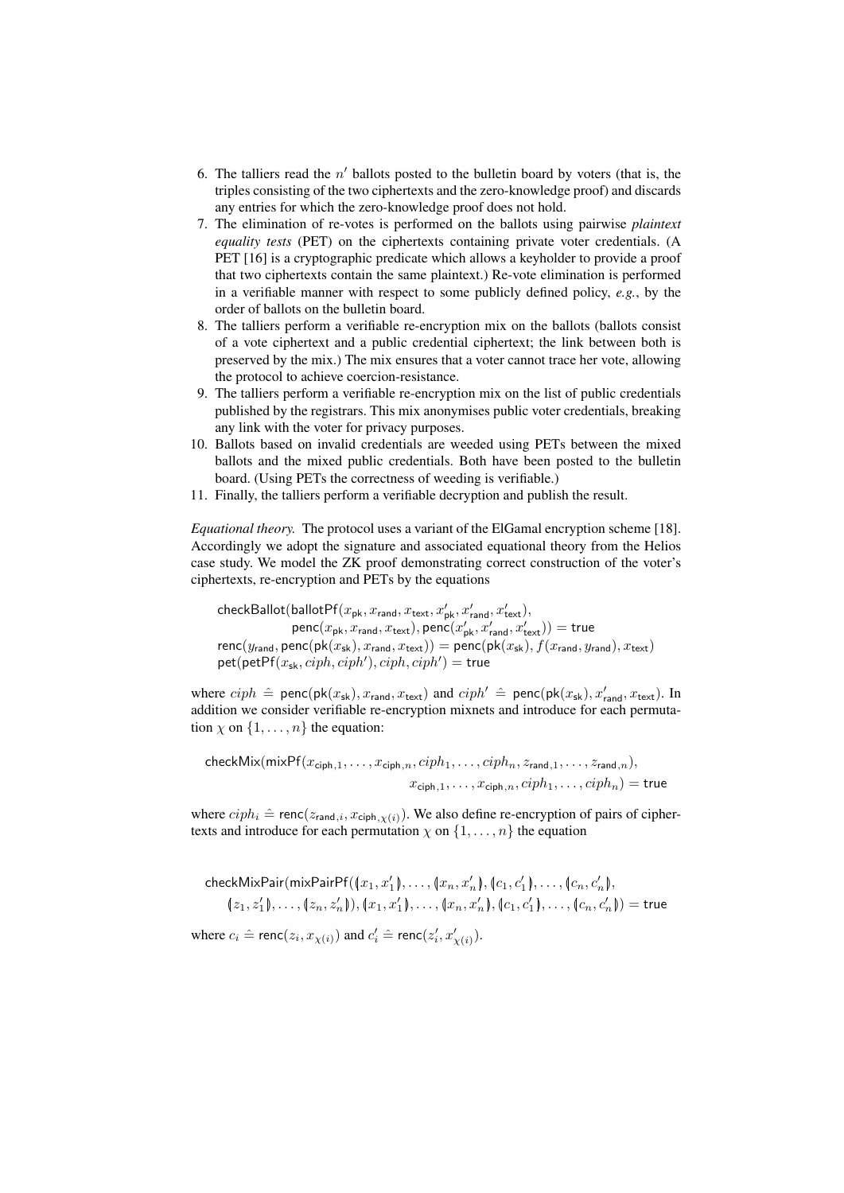6. The talliers read the $n'$ ballots posted to the bulletin board by voters (that is, the triples consisting of the two ciphertexts and the zero-knowledge proof) and discards any entries for which the zero-knowledge proof does not hold.
7. The elimination of re-votes is performed on the ballots using pairwise *plaintext equality tests* (PET) on the ciphertexts containing private voter credentials. (A PET [16] is a cryptographic predicate which allows a keyholder to provide a proof that two ciphertexts contain the same plaintext.) Re-vote elimination is performed in a verifiable manner with respect to some publicly defined policy, *e.g.*, by the order of ballots on the bulletin board.
8. The talliers perform a verifiable re-encryption mix on the ballots (ballots consist of a vote ciphertext and a public credential ciphertext; the link between both is preserved by the mix.) The mix ensures that a voter cannot trace her vote, allowing the protocol to achieve coercion-resistance.
9. The talliers perform a verifiable re-encryption mix on the list of public credentials published by the registrars. This mix anonymises public voter credentials, breaking any link with the voter for privacy purposes.
10. Ballots based on invalid credentials are weeded using PETs between the mixed ballots and the mixed public credentials. Both have been posted to the bulletin board. (Using PETs the correctness of weeding is verifiable.)
11. Finally, the talliers perform a verifiable decryption and publish the result.

*Equational theory.* The protocol uses a variant of the ElGamal encryption scheme [18]. Accordingly we adopt the signature and associated equational theory from the Helios case study. We model the ZK proof demonstrating correct construction of the voter's ciphertexts, re-encryption and PETs by the equations

$$
\begin{aligned}
&\mathsf{checkBallot}(\mathsf{ballotPf}(x_{\mathsf{pk}}, x_{\mathsf{rand}}, x_{\mathsf{text}}, x'_{\mathsf{pk}}, x'_{\mathsf{rand}}, x'_{\mathsf{text}}),\\
&\qquad\qquad \mathsf{penc}(x_{\mathsf{pk}}, x_{\mathsf{rand}}, x_{\mathsf{text}}), \mathsf{penc}(x'_{\mathsf{pk}}, x'_{\mathsf{rand}}, x'_{\mathsf{text}})) = \mathsf{true}\\
&\mathsf{renc}(y_{\mathsf{rand}}, \mathsf{penc}(\mathsf{pk}(x_{\mathsf{sk}}), x_{\mathsf{rand}}, x_{\mathsf{text}})) = \mathsf{penc}(\mathsf{pk}(x_{\mathsf{sk}}), f(x_{\mathsf{rand}}, y_{\mathsf{rand}}), x_{\mathsf{text}})\\
&\mathsf{pet}(\mathsf{petPf}(x_{\mathsf{sk}}, ciph, ciph'), ciph, ciph') = \mathsf{true}
\end{aligned}
$$

where $ciph \mathrel{\hat{=}} \mathsf{penc}(\mathsf{pk}(x_{\mathsf{sk}}), x_{\mathsf{rand}}, x_{\mathsf{text}})$ and $ciph' \mathrel{\hat{=}} \mathsf{penc}(\mathsf{pk}(x_{\mathsf{sk}}), x'_{\mathsf{rand}}, x_{\mathsf{text}})$. In addition we consider verifiable re-encryption mixnets and introduce for each permutation $\chi$ on $\{1, \ldots, n\}$ the equation:

$$
\begin{aligned}
&\mathsf{checkMix}(\mathsf{mixPf}(x_{\mathsf{ciph},1}, \ldots, x_{\mathsf{ciph},n}, ciph_1, \ldots, ciph_n, z_{\mathsf{rand},1}, \ldots, z_{\mathsf{rand},n}),\\
&\qquad\qquad\qquad\qquad x_{\mathsf{ciph},1}, \ldots, x_{\mathsf{ciph},n}, ciph_1, \ldots, ciph_n) = \mathsf{true}
\end{aligned}
$$

where $ciph_i \mathrel{\hat{=}} \mathsf{renc}(z_{\mathsf{rand},i}, x_{\mathsf{ciph},\chi(i)})$. We also define re-encryption of pairs of ciphertexts and introduce for each permutation $\chi$ on $\{1, \ldots, n\}$ the equation

$$
\begin{aligned}
&\mathsf{checkMixPair}(\mathsf{mixPairPf}((x_1, x'_1), \ldots, (x_n, x'_n), (c_1, c'_1), \ldots, (c_n, c'_n),\\
&\quad (z_1, z'_1), \ldots, (z_n, z'_n)), (x_1, x'_1), \ldots, (x_n, x'_n), (c_1, c'_1), \ldots, (c_n, c'_n)) = \mathsf{true}
\end{aligned}
$$

where $c_i \mathrel{\hat{=}} \mathsf{renc}(z_i, x_{\chi(i)})$ and $c'_i \mathrel{\hat{=}} \mathsf{renc}(z'_i, x'_{\chi(i)})$.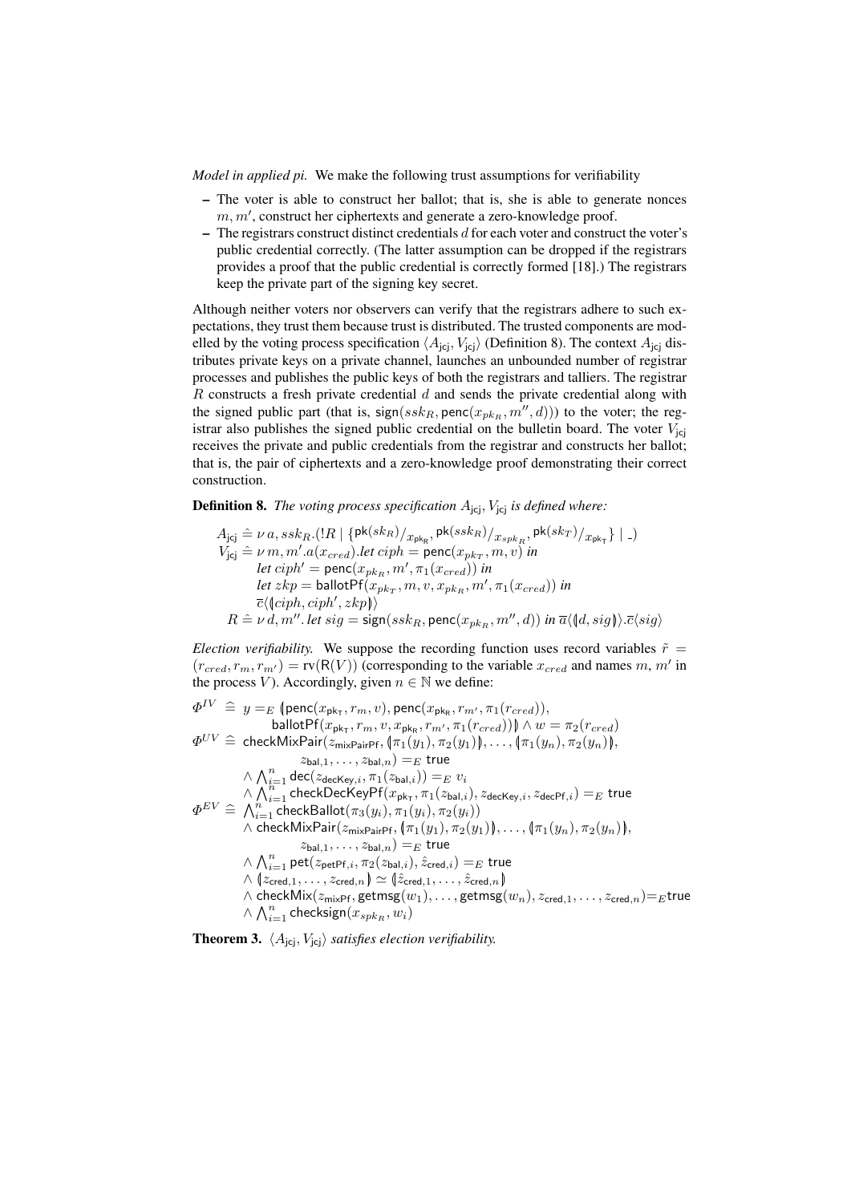*Model in applied pi.* We make the following trust assumptions for verifiability

- The voter is able to construct her ballot; that is, she is able to generate nonces $m, m'$, construct her ciphertexts and generate a zero-knowledge proof.
- The registrars construct distinct credentials $d$ for each voter and construct the voter's public credential correctly. (The latter assumption can be dropped if the registrars provides a proof that the public credential is correctly formed [18].) The registrars keep the private part of the signing key secret.

Although neither voters nor observers can verify that the registrars adhere to such expectations, they trust them because trust is distributed. The trusted components are modelled by the voting process specification $\langle A_{\mathsf{jcj}}, V_{\mathsf{jcj}} \rangle$ (Definition 8). The context $A_{\mathsf{jcj}}$ distributes private keys on a private channel, launches an unbounded number of registrar processes and publishes the public keys of both the registrars and talliers. The registrar $R$ constructs a fresh private credential $d$ and sends the private credential along with the signed public part (that is, $\mathsf{sign}(ssk_R, \mathsf{penc}(x_{pk_R}, m'', d))$) to the voter; the registrar also publishes the signed public credential on the bulletin board. The voter $V_{\mathsf{jcj}}$ receives the private and public credentials from the registrar and constructs her ballot; that is, the pair of ciphertexts and a zero-knowledge proof demonstrating their correct construction.

**Definition 8.** *The voting process specification $A_{\mathsf{jcj}}, V_{\mathsf{jcj}}$ is defined where:*

$$
\begin{aligned}
A_{\mathsf{jcj}} &\hat{=} \nu\, a, ssk_R.(!R \mid \{\mathsf{pk}(sk_R)/_{x_{\mathsf{pk_R}}}, \mathsf{pk}(ssk_R)/_{x_{spk_R}}, \mathsf{pk}(sk_T)/_{x_{\mathsf{pk_T}}}\} \mid \_) \\
V_{\mathsf{jcj}} &\hat{=} \nu\, m, m'.a(x_{cred}).\mathit{let}\ ciph = \mathsf{penc}(x_{pk_T}, m, v)\ \mathit{in} \\
&\qquad \mathit{let}\ ciph' = \mathsf{penc}(x_{pk_R}, m', \pi_1(x_{cred}))\ \mathit{in} \\
&\qquad \mathit{let}\ zkp = \mathsf{ballotPf}(x_{pk_T}, m, v, x_{pk_R}, m', \pi_1(x_{cred}))\ \mathit{in} \\
&\qquad \overline{c}\langle (\!| ciph, ciph', zkp |\!) \rangle \\
R &\hat{=} \nu\, d, m''.\ \mathit{let}\ sig = \mathsf{sign}(ssk_R, \mathsf{penc}(x_{pk_R}, m'', d))\ \mathit{in}\ \overline{a}\langle (\!| d, sig |\!) \rangle.\overline{c}\langle sig \rangle
\end{aligned}
$$

*Election verifiability.* We suppose the recording function uses record variables $\tilde{r} = (r_{cred}, r_m, r_{m'}) = \mathrm{rv}(\mathsf{R}(V))$ (corresponding to the variable $x_{cred}$ and names $m, m'$ in the process $V$). Accordingly, given $n \in \mathbb{N}$ we define:

$$
\begin{aligned}
\Phi^{IV} &\hat{=}\ y =_E (\!| \mathsf{penc}(x_{\mathsf{pk_T}}, r_m, v), \mathsf{penc}(x_{\mathsf{pk_R}}, r_{m'}, \pi_1(r_{cred})), \\
&\qquad\quad \mathsf{ballotPf}(x_{\mathsf{pk_T}}, r_m, v, x_{\mathsf{pk_R}}, r_{m'}, \pi_1(r_{cred})) |\!) \wedge w = \pi_2(r_{cred}) \\
\Phi^{UV} &\hat{=}\ \mathsf{checkMixPair}(z_{\mathsf{mixPairPf}}, (\!| \pi_1(y_1), \pi_2(y_1) |\!), \ldots, (\!| \pi_1(y_n), \pi_2(y_n) |\!), \\
&\qquad\quad z_{\mathsf{bal},1}, \ldots, z_{\mathsf{bal},n}) =_E \mathsf{true} \\
&\quad \wedge \textstyle\bigwedge_{i=1}^{n} \mathsf{dec}(z_{\mathsf{decKey},i}, \pi_1(z_{\mathsf{bal},i})) =_E v_i \\
&\quad \wedge \textstyle\bigwedge_{i=1}^{n} \mathsf{checkDecKeyPf}(x_{\mathsf{pk_T}}, \pi_1(z_{\mathsf{bal},i}), z_{\mathsf{decKey},i}, z_{\mathsf{decPf},i}) =_E \mathsf{true} \\
\Phi^{EV} &\hat{=}\ \textstyle\bigwedge_{i=1}^{n} \mathsf{checkBallot}(\pi_3(y_i), \pi_1(y_i), \pi_2(y_i)) \\
&\quad \wedge \mathsf{checkMixPair}(z_{\mathsf{mixPairPf}}, (\!| \pi_1(y_1), \pi_2(y_1) |\!), \ldots, (\!| \pi_1(y_n), \pi_2(y_n) |\!), \\
&\qquad\quad z_{\mathsf{bal},1}, \ldots, z_{\mathsf{bal},n}) =_E \mathsf{true} \\
&\quad \wedge \textstyle\bigwedge_{i=1}^{n} \mathsf{pet}(z_{\mathsf{petPf},i}, \pi_2(z_{\mathsf{bal},i}), \hat{z}_{\mathsf{cred},i}) =_E \mathsf{true} \\
&\quad \wedge (\!| z_{\mathsf{cred},1}, \ldots, z_{\mathsf{cred},n} |\!) \simeq (\!| \hat{z}_{\mathsf{cred},1}, \ldots, \hat{z}_{\mathsf{cred},n} |\!) \\
&\quad \wedge \mathsf{checkMix}(z_{\mathsf{mixPf}}, \mathsf{getmsg}(w_1), \ldots, \mathsf{getmsg}(w_n), z_{\mathsf{cred},1}, \ldots, z_{\mathsf{cred},n}) =_E \mathsf{true} \\
&\quad \wedge \textstyle\bigwedge_{i=1}^{n} \mathsf{checksign}(x_{spk_R}, w_i)
\end{aligned}
$$

**Theorem 3.** *$\langle A_{\mathsf{jcj}}, V_{\mathsf{jcj}} \rangle$ satisfies election verifiability.*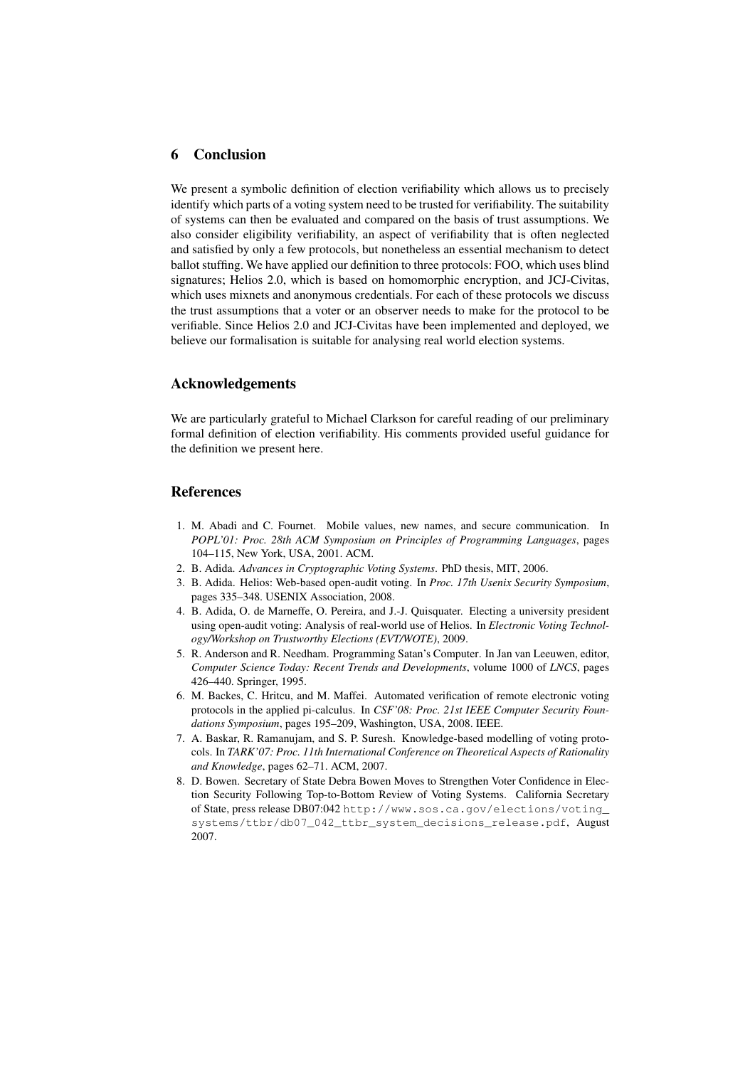## 6 Conclusion

We present a symbolic definition of election verifiability which allows us to precisely identify which parts of a voting system need to be trusted for verifiability. The suitability of systems can then be evaluated and compared on the basis of trust assumptions. We also consider eligibility verifiability, an aspect of verifiability that is often neglected and satisfied by only a few protocols, but nonetheless an essential mechanism to detect ballot stuffing. We have applied our definition to three protocols: FOO, which uses blind signatures; Helios 2.0, which is based on homomorphic encryption, and JCJ-Civitas, which uses mixnets and anonymous credentials. For each of these protocols we discuss the trust assumptions that a voter or an observer needs to make for the protocol to be verifiable. Since Helios 2.0 and JCJ-Civitas have been implemented and deployed, we believe our formalisation is suitable for analysing real world election systems.

## Acknowledgements

We are particularly grateful to Michael Clarkson for careful reading of our preliminary formal definition of election verifiability. His comments provided useful guidance for the definition we present here.

## References

1. M. Abadi and C. Fournet. Mobile values, new names, and secure communication. In *POPL'01: Proc. 28th ACM Symposium on Principles of Programming Languages*, pages 104–115, New York, USA, 2001. ACM.
2. B. Adida. *Advances in Cryptographic Voting Systems*. PhD thesis, MIT, 2006.
3. B. Adida. Helios: Web-based open-audit voting. In *Proc. 17th Usenix Security Symposium*, pages 335–348. USENIX Association, 2008.
4. B. Adida, O. de Marneffe, O. Pereira, and J.-J. Quisquater. Electing a university president using open-audit voting: Analysis of real-world use of Helios. In *Electronic Voting Technology/Workshop on Trustworthy Elections (EVT/WOTE)*, 2009.
5. R. Anderson and R. Needham. Programming Satan's Computer. In Jan van Leeuwen, editor, *Computer Science Today: Recent Trends and Developments*, volume 1000 of *LNCS*, pages 426–440. Springer, 1995.
6. M. Backes, C. Hritcu, and M. Maffei. Automated verification of remote electronic voting protocols in the applied pi-calculus. In *CSF'08: Proc. 21st IEEE Computer Security Foundations Symposium*, pages 195–209, Washington, USA, 2008. IEEE.
7. A. Baskar, R. Ramanujam, and S. P. Suresh. Knowledge-based modelling of voting protocols. In *TARK'07: Proc. 11th International Conference on Theoretical Aspects of Rationality and Knowledge*, pages 62–71. ACM, 2007.
8. D. Bowen. Secretary of State Debra Bowen Moves to Strengthen Voter Confidence in Election Security Following Top-to-Bottom Review of Voting Systems. California Secretary of State, press release DB07:042 `http://www.sos.ca.gov/elections/voting_systems/ttbr/db07_042_ttbr_system_decisions_release.pdf`, August 2007.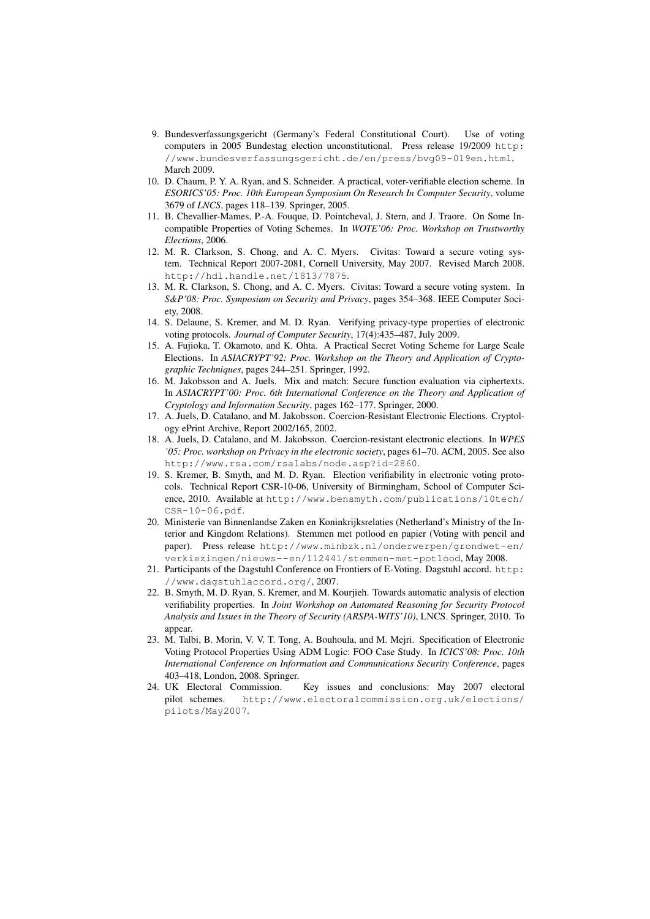9. Bundesverfassungsgericht (Germany's Federal Constitutional Court). Use of voting computers in 2005 Bundestag election unconstitutional. Press release 19/2009 http://www.bundesverfassungsgericht.de/en/press/bvg09-019en.html, March 2009.
10. D. Chaum, P. Y. A. Ryan, and S. Schneider. A practical, voter-verifiable election scheme. In *ESORICS'05: Proc. 10th European Symposium On Research In Computer Security*, volume 3679 of *LNCS*, pages 118–139. Springer, 2005.
11. B. Chevallier-Mames, P.-A. Fouque, D. Pointcheval, J. Stern, and J. Traore. On Some Incompatible Properties of Voting Schemes. In *WOTE'06: Proc. Workshop on Trustworthy Elections*, 2006.
12. M. R. Clarkson, S. Chong, and A. C. Myers. Civitas: Toward a secure voting system. Technical Report 2007-2081, Cornell University, May 2007. Revised March 2008. http://hdl.handle.net/1813/7875.
13. M. R. Clarkson, S. Chong, and A. C. Myers. Civitas: Toward a secure voting system. In *S&P'08: Proc. Symposium on Security and Privacy*, pages 354–368. IEEE Computer Society, 2008.
14. S. Delaune, S. Kremer, and M. D. Ryan. Verifying privacy-type properties of electronic voting protocols. *Journal of Computer Security*, 17(4):435–487, July 2009.
15. A. Fujioka, T. Okamoto, and K. Ohta. A Practical Secret Voting Scheme for Large Scale Elections. In *ASIACRYPT'92: Proc. Workshop on the Theory and Application of Cryptographic Techniques*, pages 244–251. Springer, 1992.
16. M. Jakobsson and A. Juels. Mix and match: Secure function evaluation via ciphertexts. In *ASIACRYPT'00: Proc. 6th International Conference on the Theory and Application of Cryptology and Information Security*, pages 162–177. Springer, 2000.
17. A. Juels, D. Catalano, and M. Jakobsson. Coercion-Resistant Electronic Elections. Cryptology ePrint Archive, Report 2002/165, 2002.
18. A. Juels, D. Catalano, and M. Jakobsson. Coercion-resistant electronic elections. In *WPES '05: Proc. workshop on Privacy in the electronic society*, pages 61–70. ACM, 2005. See also http://www.rsa.com/rsalabs/node.asp?id=2860.
19. S. Kremer, B. Smyth, and M. D. Ryan. Election verifiability in electronic voting protocols. Technical Report CSR-10-06, University of Birmingham, School of Computer Science, 2010. Available at http://www.bensmyth.com/publications/10tech/CSR-10-06.pdf.
20. Ministerie van Binnenlandse Zaken en Koninkrijksrelaties (Netherland's Ministry of the Interior and Kingdom Relations). Stemmen met potlood en papier (Voting with pencil and paper). Press release http://www.minbzk.nl/onderwerpen/grondwet-en/verkiezingen/nieuws--en/112441/stemmen-met-potlood, May 2008.
21. Participants of the Dagstuhl Conference on Frontiers of E-Voting. Dagstuhl accord. http://www.dagstuhlaccord.org/, 2007.
22. B. Smyth, M. D. Ryan, S. Kremer, and M. Kourjieh. Towards automatic analysis of election verifiability properties. In *Joint Workshop on Automated Reasoning for Security Protocol Analysis and Issues in the Theory of Security (ARSPA-WITS'10)*, LNCS. Springer, 2010. To appear.
23. M. Talbi, B. Morin, V. V. T. Tong, A. Bouhoula, and M. Mejri. Specification of Electronic Voting Protocol Properties Using ADM Logic: FOO Case Study. In *ICICS'08: Proc. 10th International Conference on Information and Communications Security Conference*, pages 403–418, London, 2008. Springer.
24. UK Electoral Commission. Key issues and conclusions: May 2007 electoral pilot schemes. http://www.electoralcommission.org.uk/elections/pilots/May2007.